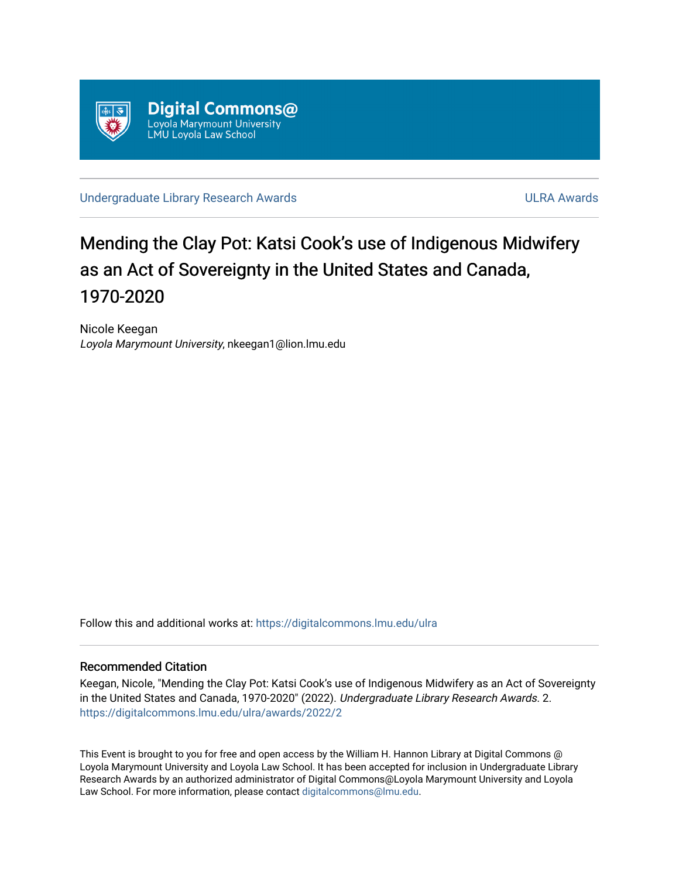Digital Commons@
Loyola Marymount University
LMU Loyola Law School

Undergraduate Library Research Awards

ULRA Awards

# Mending the Clay Pot: Katsi Cook's use of Indigenous Midwifery as an Act of Sovereignty in the United States and Canada, 1970-2020

Nicole Keegan
*Loyola Marymount University*, nkeegan1@lion.lmu.edu

Follow this and additional works at: https://digitalcommons.lmu.edu/ulra

## Recommended Citation

Keegan, Nicole, "Mending the Clay Pot: Katsi Cook's use of Indigenous Midwifery as an Act of Sovereignty in the United States and Canada, 1970-2020" (2022). *Undergraduate Library Research Awards*. 2.
https://digitalcommons.lmu.edu/ulra/awards/2022/2

This Event is brought to you for free and open access by the William H. Hannon Library at Digital Commons @ Loyola Marymount University and Loyola Law School. It has been accepted for inclusion in Undergraduate Library Research Awards by an authorized administrator of Digital Commons@Loyola Marymount University and Loyola Law School. For more information, please contact digitalcommons@lmu.edu.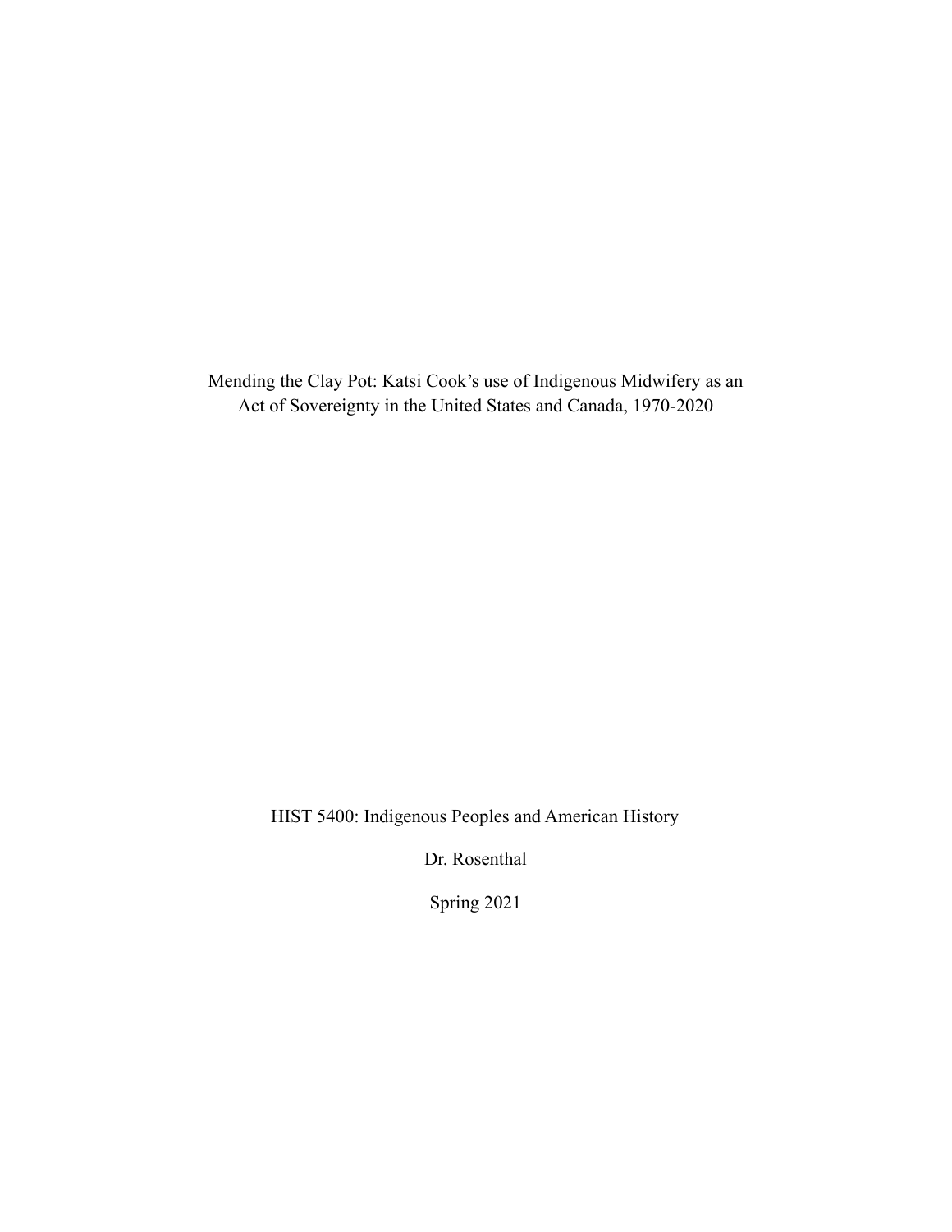Mending the Clay Pot: Katsi Cook's use of Indigenous Midwifery as an Act of Sovereignty in the United States and Canada, 1970-2020

HIST 5400: Indigenous Peoples and American History

Dr. Rosenthal

Spring 2021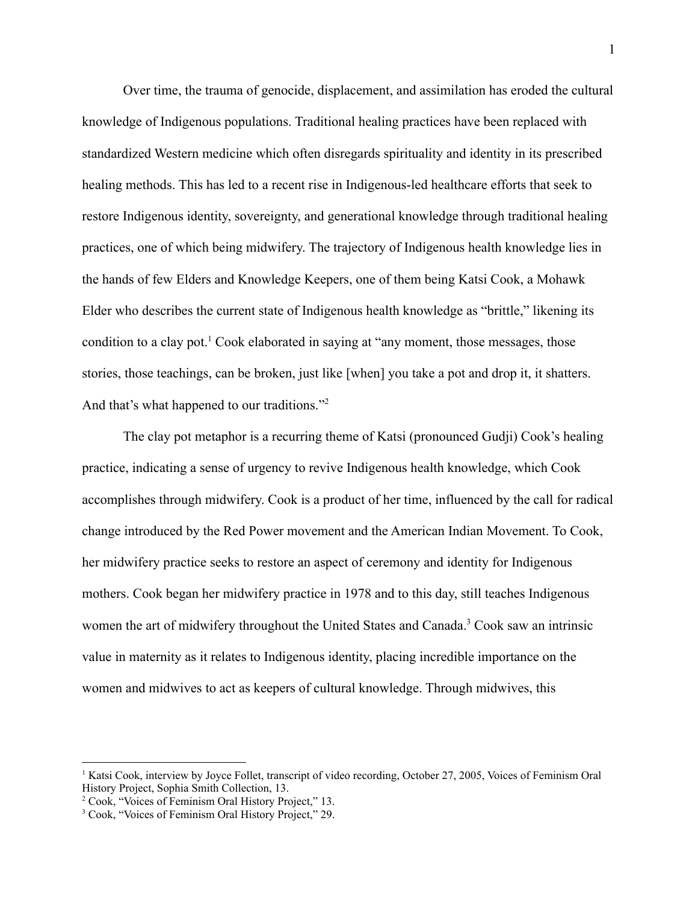Over time, the trauma of genocide, displacement, and assimilation has eroded the cultural knowledge of Indigenous populations. Traditional healing practices have been replaced with standardized Western medicine which often disregards spirituality and identity in its prescribed healing methods. This has led to a recent rise in Indigenous-led healthcare efforts that seek to restore Indigenous identity, sovereignty, and generational knowledge through traditional healing practices, one of which being midwifery. The trajectory of Indigenous health knowledge lies in the hands of few Elders and Knowledge Keepers, one of them being Katsi Cook, a Mohawk Elder who describes the current state of Indigenous health knowledge as "brittle," likening its condition to a clay pot.[1] Cook elaborated in saying at "any moment, those messages, those stories, those teachings, can be broken, just like [when] you take a pot and drop it, it shatters. And that's what happened to our traditions."[2]

The clay pot metaphor is a recurring theme of Katsi (pronounced Gudji) Cook's healing practice, indicating a sense of urgency to revive Indigenous health knowledge, which Cook accomplishes through midwifery. Cook is a product of her time, influenced by the call for radical change introduced by the Red Power movement and the American Indian Movement. To Cook, her midwifery practice seeks to restore an aspect of ceremony and identity for Indigenous mothers. Cook began her midwifery practice in 1978 and to this day, still teaches Indigenous women the art of midwifery throughout the United States and Canada.[3] Cook saw an intrinsic value in maternity as it relates to Indigenous identity, placing incredible importance on the women and midwives to act as keepers of cultural knowledge. Through midwives, this

---

[1] Katsi Cook, interview by Joyce Follet, transcript of video recording, October 27, 2005, Voices of Feminism Oral History Project, Sophia Smith Collection, 13.

[2] Cook, "Voices of Feminism Oral History Project," 13.

[3] Cook, "Voices of Feminism Oral History Project," 29.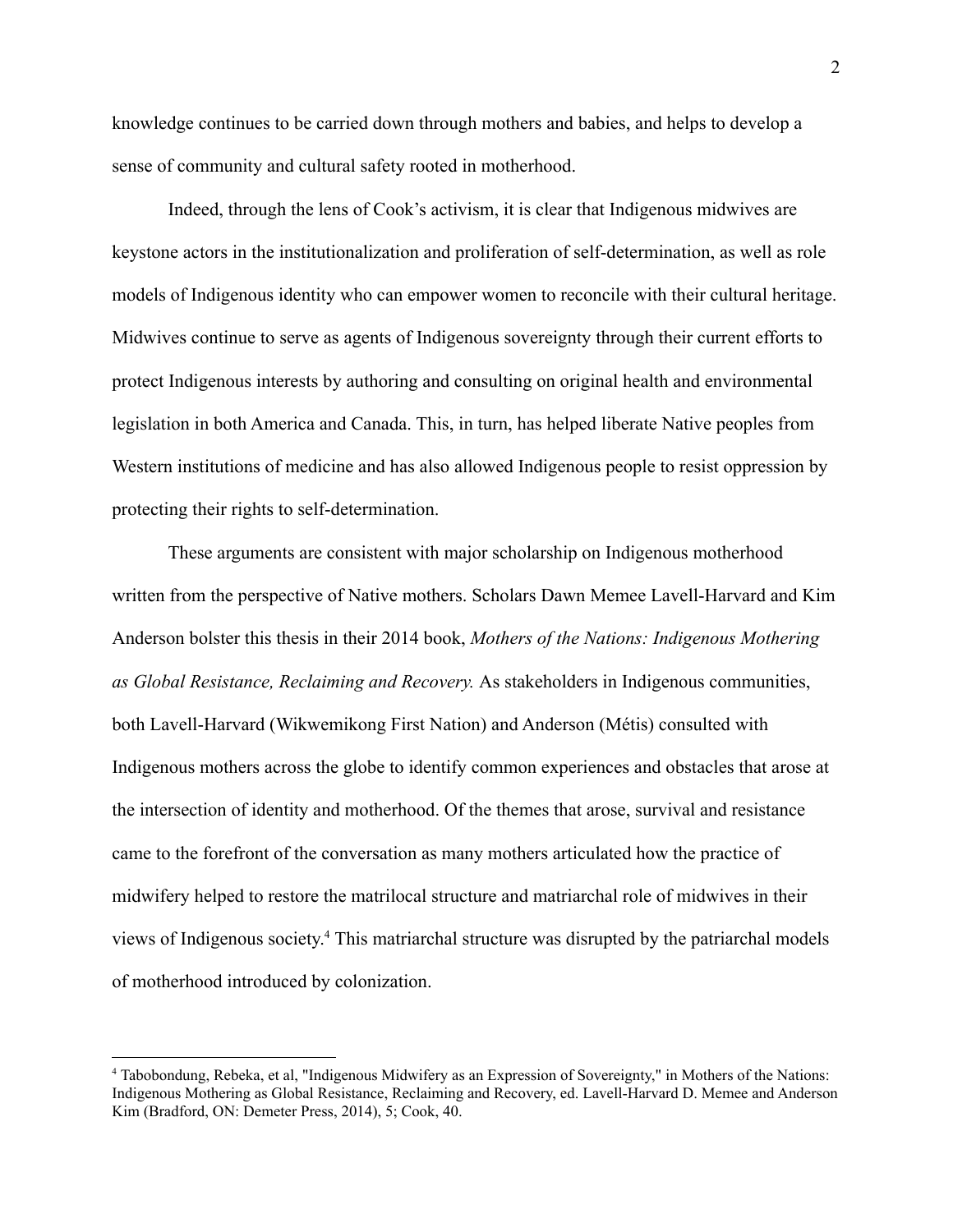knowledge continues to be carried down through mothers and babies, and helps to develop a sense of community and cultural safety rooted in motherhood.

Indeed, through the lens of Cook's activism, it is clear that Indigenous midwives are keystone actors in the institutionalization and proliferation of self-determination, as well as role models of Indigenous identity who can empower women to reconcile with their cultural heritage. Midwives continue to serve as agents of Indigenous sovereignty through their current efforts to protect Indigenous interests by authoring and consulting on original health and environmental legislation in both America and Canada. This, in turn, has helped liberate Native peoples from Western institutions of medicine and has also allowed Indigenous people to resist oppression by protecting their rights to self-determination.

These arguments are consistent with major scholarship on Indigenous motherhood written from the perspective of Native mothers. Scholars Dawn Memee Lavell-Harvard and Kim Anderson bolster this thesis in their 2014 book, *Mothers of the Nations: Indigenous Mothering as Global Resistance, Reclaiming and Recovery.* As stakeholders in Indigenous communities, both Lavell-Harvard (Wikwemikong First Nation) and Anderson (Métis) consulted with Indigenous mothers across the globe to identify common experiences and obstacles that arose at the intersection of identity and motherhood. Of the themes that arose, survival and resistance came to the forefront of the conversation as many mothers articulated how the practice of midwifery helped to restore the matrilocal structure and matriarchal role of midwives in their views of Indigenous society.[4] This matriarchal structure was disrupted by the patriarchal models of motherhood introduced by colonization.

---

[4] Tabobondung, Rebeka, et al, "Indigenous Midwifery as an Expression of Sovereignty," in Mothers of the Nations: Indigenous Mothering as Global Resistance, Reclaiming and Recovery, ed. Lavell-Harvard D. Memee and Anderson Kim (Bradford, ON: Demeter Press, 2014), 5; Cook, 40.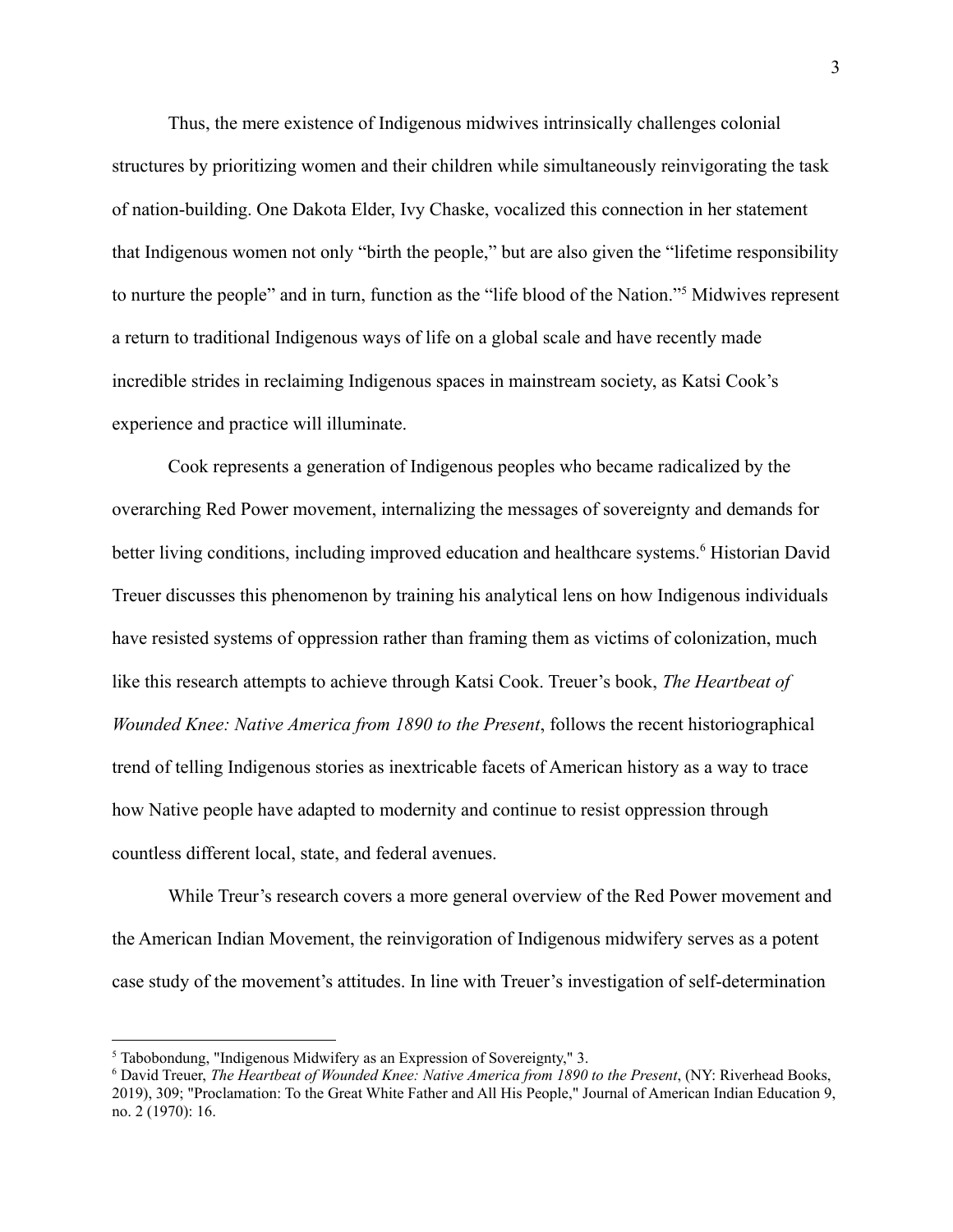Thus, the mere existence of Indigenous midwives intrinsically challenges colonial structures by prioritizing women and their children while simultaneously reinvigorating the task of nation-building. One Dakota Elder, Ivy Chaske, vocalized this connection in her statement that Indigenous women not only "birth the people," but are also given the "lifetime responsibility to nurture the people" and in turn, function as the "life blood of the Nation."[5] Midwives represent a return to traditional Indigenous ways of life on a global scale and have recently made incredible strides in reclaiming Indigenous spaces in mainstream society, as Katsi Cook's experience and practice will illuminate.

Cook represents a generation of Indigenous peoples who became radicalized by the overarching Red Power movement, internalizing the messages of sovereignty and demands for better living conditions, including improved education and healthcare systems.[6] Historian David Treuer discusses this phenomenon by training his analytical lens on how Indigenous individuals have resisted systems of oppression rather than framing them as victims of colonization, much like this research attempts to achieve through Katsi Cook. Treuer's book, *The Heartbeat of Wounded Knee: Native America from 1890 to the Present*, follows the recent historiographical trend of telling Indigenous stories as inextricable facets of American history as a way to trace how Native people have adapted to modernity and continue to resist oppression through countless different local, state, and federal avenues.

While Treur's research covers a more general overview of the Red Power movement and the American Indian Movement, the reinvigoration of Indigenous midwifery serves as a potent case study of the movement's attitudes. In line with Treuer's investigation of self-determination

---

[5] Tabobondung, "Indigenous Midwifery as an Expression of Sovereignty," 3.

[6] David Treuer, *The Heartbeat of Wounded Knee: Native America from 1890 to the Present*, (NY: Riverhead Books, 2019), 309; "Proclamation: To the Great White Father and All His People," Journal of American Indian Education 9, no. 2 (1970): 16.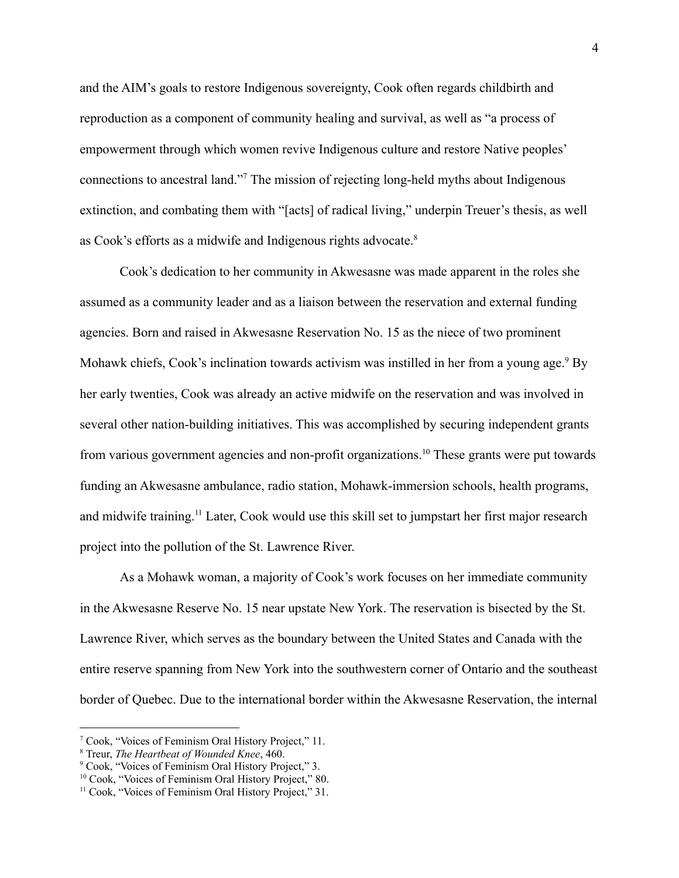and the AIM's goals to restore Indigenous sovereignty, Cook often regards childbirth and reproduction as a component of community healing and survival, as well as "a process of empowerment through which women revive Indigenous culture and restore Native peoples' connections to ancestral land."[7] The mission of rejecting long-held myths about Indigenous extinction, and combating them with "[acts] of radical living," underpin Treuer's thesis, as well as Cook's efforts as a midwife and Indigenous rights advocate.[8]

Cook's dedication to her community in Akwesasne was made apparent in the roles she assumed as a community leader and as a liaison between the reservation and external funding agencies. Born and raised in Akwesasne Reservation No. 15 as the niece of two prominent Mohawk chiefs, Cook's inclination towards activism was instilled in her from a young age.[9] By her early twenties, Cook was already an active midwife on the reservation and was involved in several other nation-building initiatives. This was accomplished by securing independent grants from various government agencies and non-profit organizations.[10] These grants were put towards funding an Akwesasne ambulance, radio station, Mohawk-immersion schools, health programs, and midwife training.[11] Later, Cook would use this skill set to jumpstart her first major research project into the pollution of the St. Lawrence River.

As a Mohawk woman, a majority of Cook's work focuses on her immediate community in the Akwesasne Reserve No. 15 near upstate New York. The reservation is bisected by the St. Lawrence River, which serves as the boundary between the United States and Canada with the entire reserve spanning from New York into the southwestern corner of Ontario and the southeast border of Quebec. Due to the international border within the Akwesasne Reservation, the internal

---

[7] Cook, "Voices of Feminism Oral History Project," 11.

[8] Treur, *The Heartbeat of Wounded Knee*, 460.

[9] Cook, "Voices of Feminism Oral History Project," 3.

[10] Cook, "Voices of Feminism Oral History Project," 80.

[11] Cook, "Voices of Feminism Oral History Project," 31.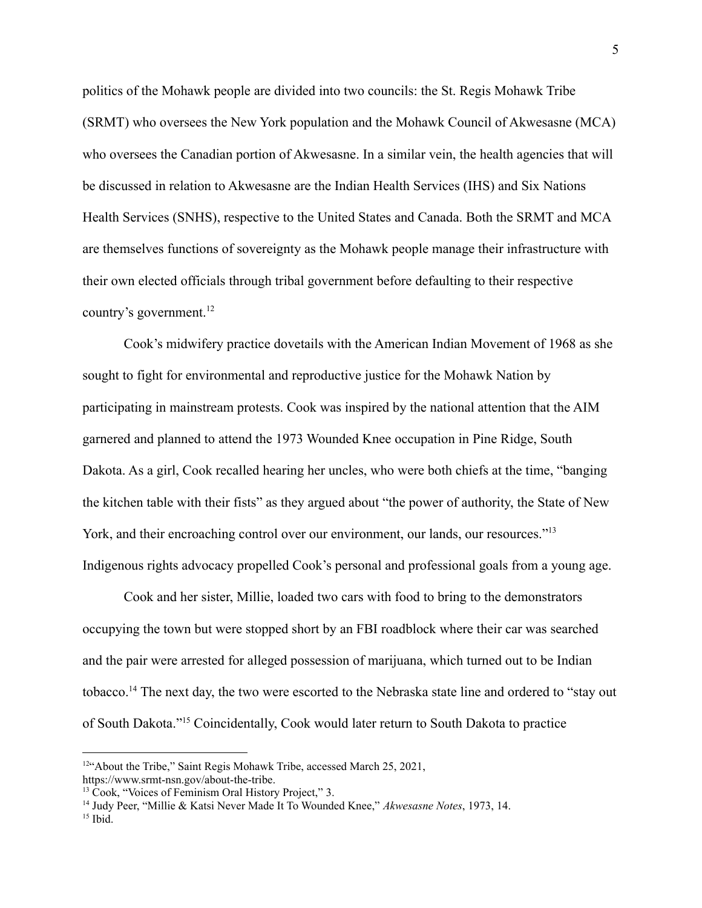politics of the Mohawk people are divided into two councils: the St. Regis Mohawk Tribe (SRMT) who oversees the New York population and the Mohawk Council of Akwesasne (MCA) who oversees the Canadian portion of Akwesasne. In a similar vein, the health agencies that will be discussed in relation to Akwesasne are the Indian Health Services (IHS) and Six Nations Health Services (SNHS), respective to the United States and Canada. Both the SRMT and MCA are themselves functions of sovereignty as the Mohawk people manage their infrastructure with their own elected officials through tribal government before defaulting to their respective country's government.[12]

Cook's midwifery practice dovetails with the American Indian Movement of 1968 as she sought to fight for environmental and reproductive justice for the Mohawk Nation by participating in mainstream protests. Cook was inspired by the national attention that the AIM garnered and planned to attend the 1973 Wounded Knee occupation in Pine Ridge, South Dakota. As a girl, Cook recalled hearing her uncles, who were both chiefs at the time, "banging the kitchen table with their fists" as they argued about "the power of authority, the State of New York, and their encroaching control over our environment, our lands, our resources."[13] Indigenous rights advocacy propelled Cook's personal and professional goals from a young age.

Cook and her sister, Millie, loaded two cars with food to bring to the demonstrators occupying the town but were stopped short by an FBI roadblock where their car was searched and the pair were arrested for alleged possession of marijuana, which turned out to be Indian tobacco.[14] The next day, the two were escorted to the Nebraska state line and ordered to "stay out of South Dakota."[15] Coincidentally, Cook would later return to South Dakota to practice

---

[12] "About the Tribe," Saint Regis Mohawk Tribe, accessed March 25, 2021, https://www.srmt-nsn.gov/about-the-tribe.

[13] Cook, "Voices of Feminism Oral History Project," 3.

[14] Judy Peer, "Millie & Katsi Never Made It To Wounded Knee," *Akwesasne Notes*, 1973, 14.

[15] Ibid.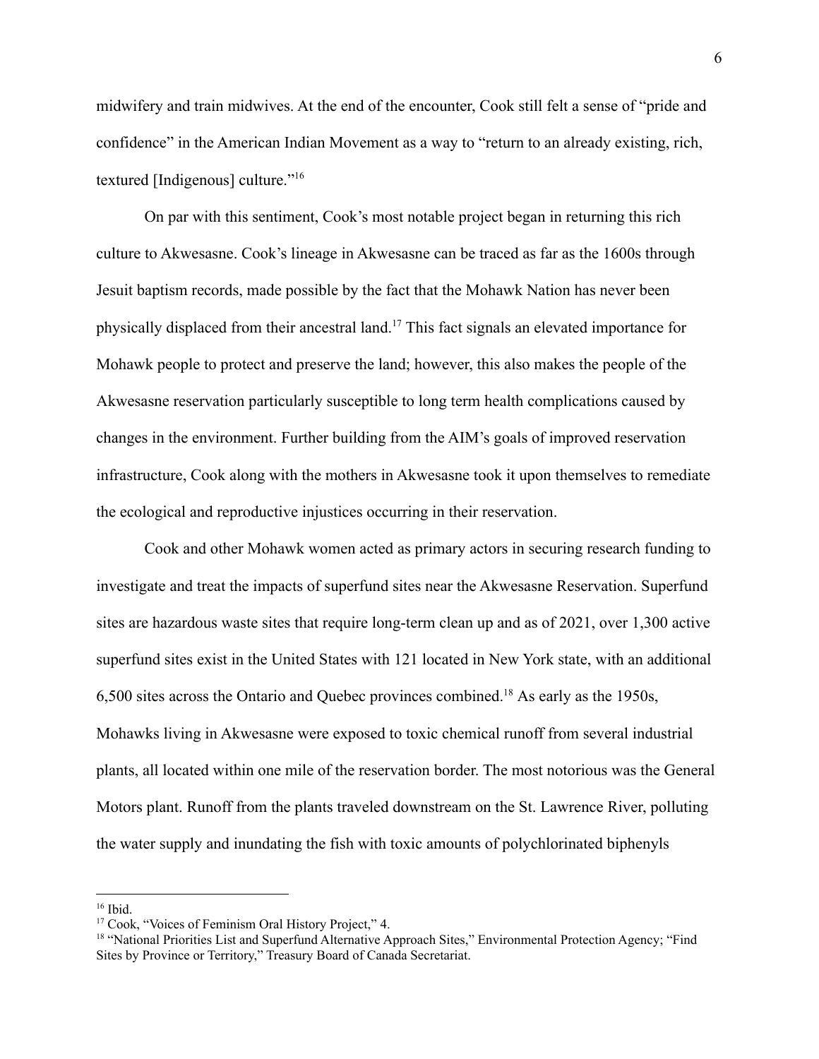midwifery and train midwives. At the end of the encounter, Cook still felt a sense of "pride and confidence" in the American Indian Movement as a way to "return to an already existing, rich, textured [Indigenous] culture."[16]

On par with this sentiment, Cook's most notable project began in returning this rich culture to Akwesasne. Cook's lineage in Akwesasne can be traced as far as the 1600s through Jesuit baptism records, made possible by the fact that the Mohawk Nation has never been physically displaced from their ancestral land.[17] This fact signals an elevated importance for Mohawk people to protect and preserve the land; however, this also makes the people of the Akwesasne reservation particularly susceptible to long term health complications caused by changes in the environment. Further building from the AIM's goals of improved reservation infrastructure, Cook along with the mothers in Akwesasne took it upon themselves to remediate the ecological and reproductive injustices occurring in their reservation.

Cook and other Mohawk women acted as primary actors in securing research funding to investigate and treat the impacts of superfund sites near the Akwesasne Reservation. Superfund sites are hazardous waste sites that require long-term clean up and as of 2021, over 1,300 active superfund sites exist in the United States with 121 located in New York state, with an additional 6,500 sites across the Ontario and Quebec provinces combined.[18] As early as the 1950s, Mohawks living in Akwesasne were exposed to toxic chemical runoff from several industrial plants, all located within one mile of the reservation border. The most notorious was the General Motors plant. Runoff from the plants traveled downstream on the St. Lawrence River, polluting the water supply and inundating the fish with toxic amounts of polychlorinated biphenyls

---

[16] Ibid.

[17] Cook, "Voices of Feminism Oral History Project," 4.

[18] "National Priorities List and Superfund Alternative Approach Sites," Environmental Protection Agency; "Find Sites by Province or Territory," Treasury Board of Canada Secretariat.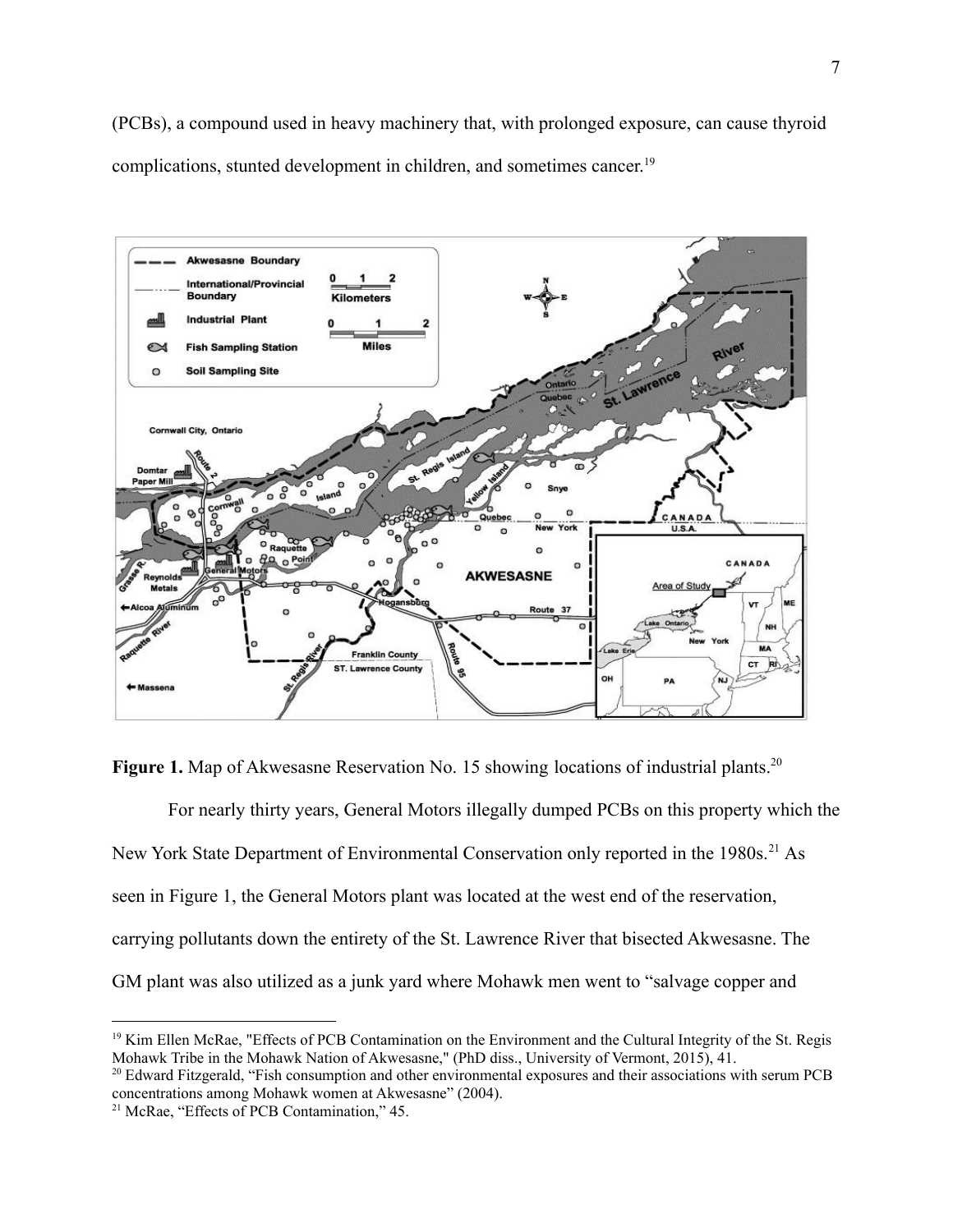(PCBs), a compound used in heavy machinery that, with prolonged exposure, can cause thyroid complications, stunted development in children, and sometimes cancer.[19]

**Figure 1.** Map of Akwesasne Reservation No. 15 showing locations of industrial plants.[20]

For nearly thirty years, General Motors illegally dumped PCBs on this property which the New York State Department of Environmental Conservation only reported in the 1980s.[21] As seen in Figure 1, the General Motors plant was located at the west end of the reservation, carrying pollutants down the entirety of the St. Lawrence River that bisected Akwesasne. The GM plant was also utilized as a junk yard where Mohawk men went to "salvage copper and

---

[19] Kim Ellen McRae, "Effects of PCB Contamination on the Environment and the Cultural Integrity of the St. Regis Mohawk Tribe in the Mohawk Nation of Akwesasne," (PhD diss., University of Vermont, 2015), 41.

[20] Edward Fitzgerald, "Fish consumption and other environmental exposures and their associations with serum PCB concentrations among Mohawk women at Akwesasne" (2004).

[21] McRae, "Effects of PCB Contamination," 45.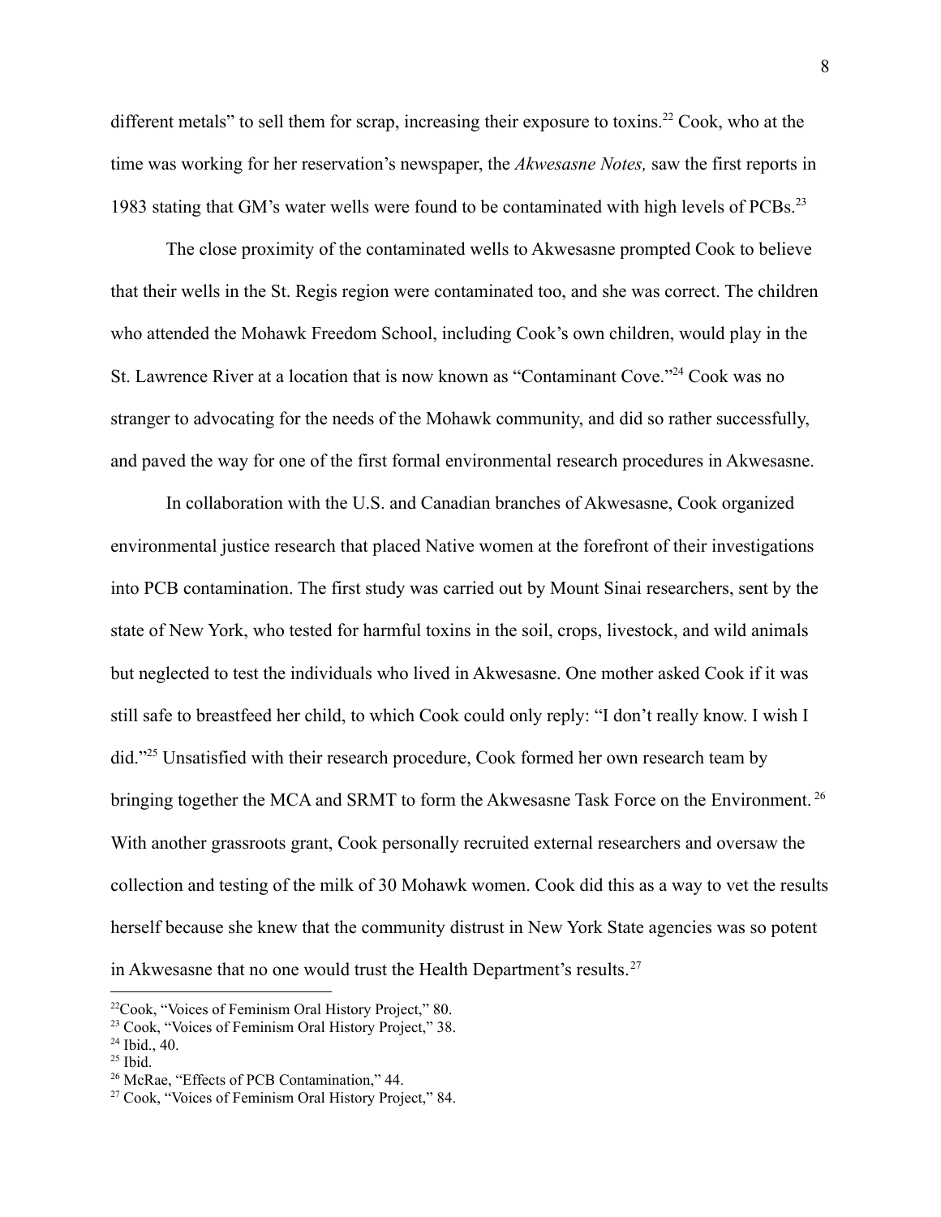different metals" to sell them for scrap, increasing their exposure to toxins.[22] Cook, who at the time was working for her reservation's newspaper, the *Akwesasne Notes,* saw the first reports in 1983 stating that GM's water wells were found to be contaminated with high levels of PCBs.[23]

The close proximity of the contaminated wells to Akwesasne prompted Cook to believe that their wells in the St. Regis region were contaminated too, and she was correct. The children who attended the Mohawk Freedom School, including Cook's own children, would play in the St. Lawrence River at a location that is now known as "Contaminant Cove."[24] Cook was no stranger to advocating for the needs of the Mohawk community, and did so rather successfully, and paved the way for one of the first formal environmental research procedures in Akwesasne.

In collaboration with the U.S. and Canadian branches of Akwesasne, Cook organized environmental justice research that placed Native women at the forefront of their investigations into PCB contamination. The first study was carried out by Mount Sinai researchers, sent by the state of New York, who tested for harmful toxins in the soil, crops, livestock, and wild animals but neglected to test the individuals who lived in Akwesasne. One mother asked Cook if it was still safe to breastfeed her child, to which Cook could only reply: "I don't really know. I wish I did."[25] Unsatisfied with their research procedure, Cook formed her own research team by bringing together the MCA and SRMT to form the Akwesasne Task Force on the Environment.[26] With another grassroots grant, Cook personally recruited external researchers and oversaw the collection and testing of the milk of 30 Mohawk women. Cook did this as a way to vet the results herself because she knew that the community distrust in New York State agencies was so potent in Akwesasne that no one would trust the Health Department's results.[27]

---

[22] Cook, "Voices of Feminism Oral History Project," 80.
[23] Cook, "Voices of Feminism Oral History Project," 38.
[24] Ibid., 40.
[25] Ibid.
[26] McRae, "Effects of PCB Contamination," 44.
[27] Cook, "Voices of Feminism Oral History Project," 84.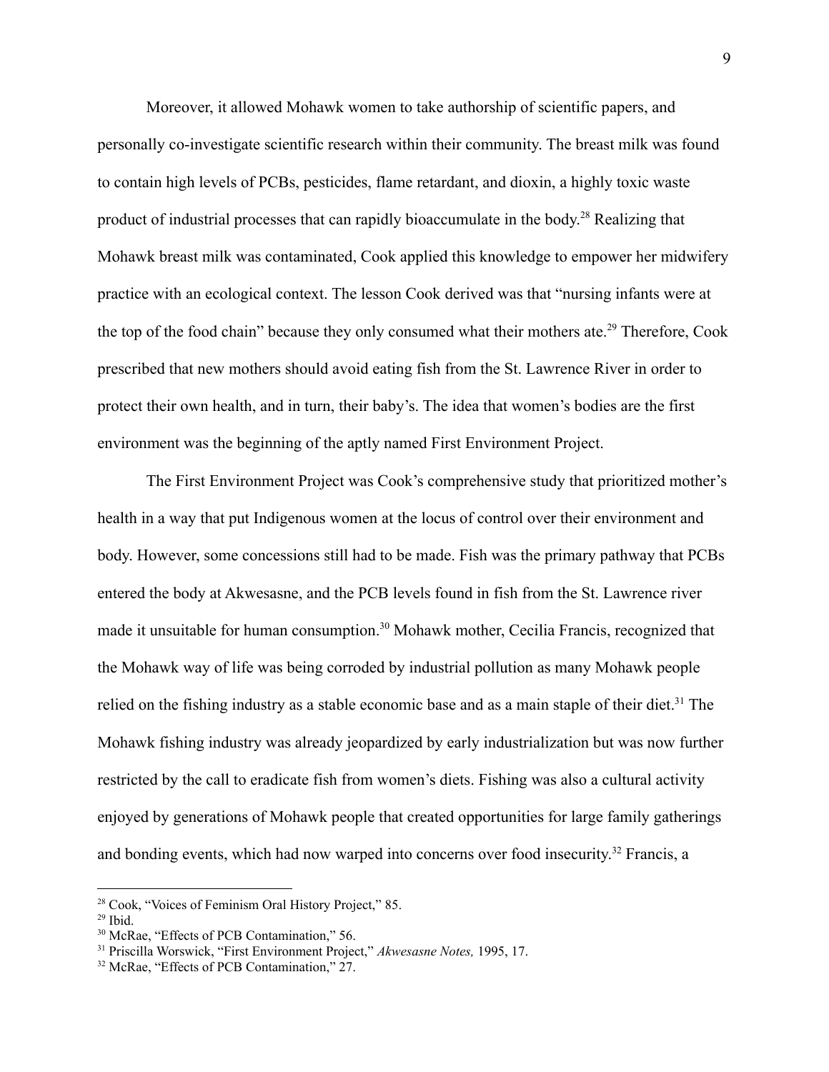Moreover, it allowed Mohawk women to take authorship of scientific papers, and personally co-investigate scientific research within their community. The breast milk was found to contain high levels of PCBs, pesticides, flame retardant, and dioxin, a highly toxic waste product of industrial processes that can rapidly bioaccumulate in the body.[28] Realizing that Mohawk breast milk was contaminated, Cook applied this knowledge to empower her midwifery practice with an ecological context. The lesson Cook derived was that "nursing infants were at the top of the food chain" because they only consumed what their mothers ate.[29] Therefore, Cook prescribed that new mothers should avoid eating fish from the St. Lawrence River in order to protect their own health, and in turn, their baby's. The idea that women's bodies are the first environment was the beginning of the aptly named First Environment Project.

The First Environment Project was Cook's comprehensive study that prioritized mother's health in a way that put Indigenous women at the locus of control over their environment and body. However, some concessions still had to be made. Fish was the primary pathway that PCBs entered the body at Akwesasne, and the PCB levels found in fish from the St. Lawrence river made it unsuitable for human consumption.[30] Mohawk mother, Cecilia Francis, recognized that the Mohawk way of life was being corroded by industrial pollution as many Mohawk people relied on the fishing industry as a stable economic base and as a main staple of their diet.[31] The Mohawk fishing industry was already jeopardized by early industrialization but was now further restricted by the call to eradicate fish from women's diets. Fishing was also a cultural activity enjoyed by generations of Mohawk people that created opportunities for large family gatherings and bonding events, which had now warped into concerns over food insecurity.[32] Francis, a

---

[28] Cook, "Voices of Feminism Oral History Project," 85.

[29] Ibid.

[30] McRae, "Effects of PCB Contamination," 56.

[31] Priscilla Worswick, "First Environment Project," *Akwesasne Notes,* 1995, 17.

[32] McRae, "Effects of PCB Contamination," 27.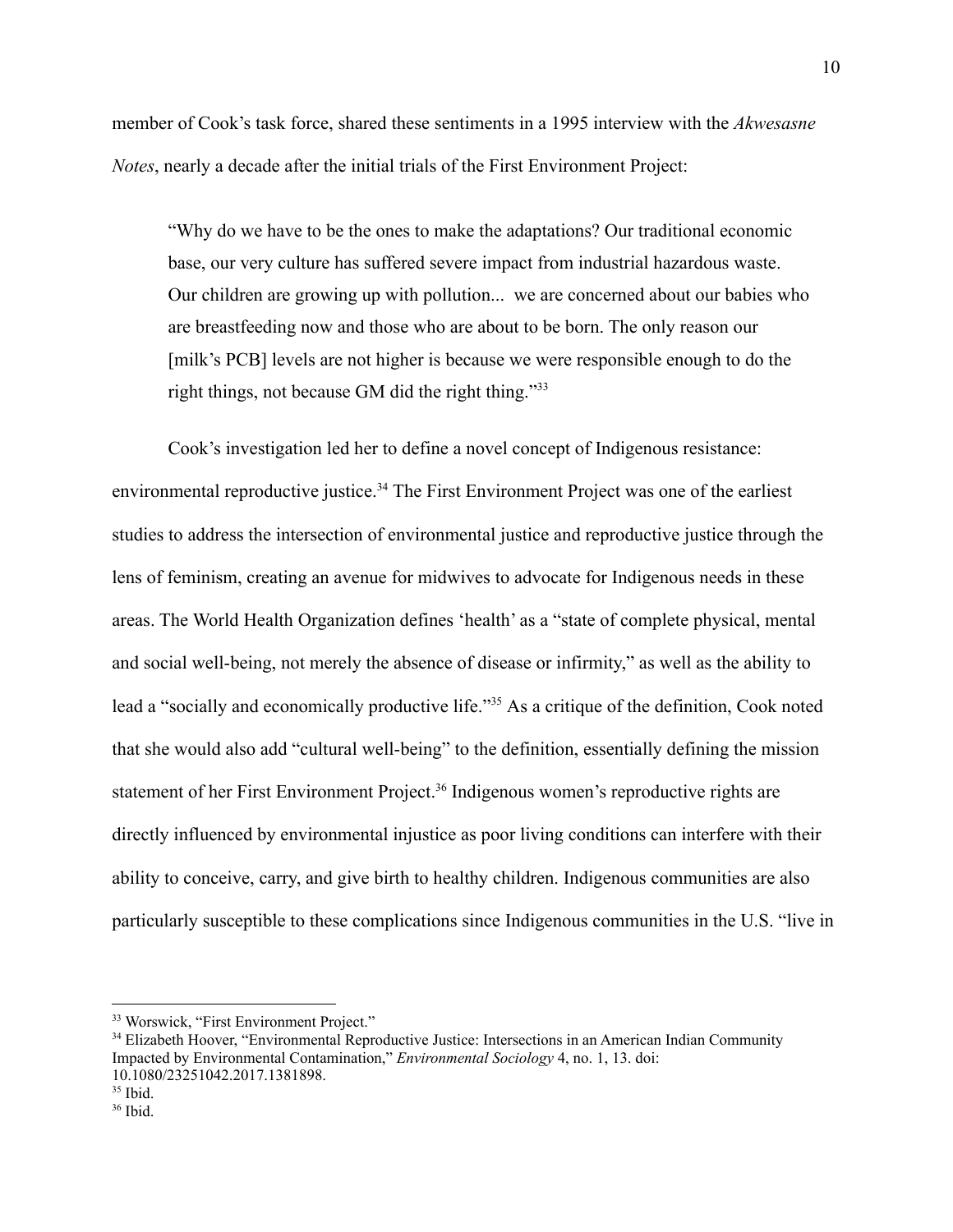member of Cook's task force, shared these sentiments in a 1995 interview with the *Akwesasne Notes*, nearly a decade after the initial trials of the First Environment Project:

> "Why do we have to be the ones to make the adaptations? Our traditional economic base, our very culture has suffered severe impact from industrial hazardous waste. Our children are growing up with pollution... we are concerned about our babies who are breastfeeding now and those who are about to be born. The only reason our [milk's PCB] levels are not higher is because we were responsible enough to do the right things, not because GM did the right thing."[33]

Cook's investigation led her to define a novel concept of Indigenous resistance: environmental reproductive justice.[34] The First Environment Project was one of the earliest studies to address the intersection of environmental justice and reproductive justice through the lens of feminism, creating an avenue for midwives to advocate for Indigenous needs in these areas. The World Health Organization defines 'health' as a "state of complete physical, mental and social well-being, not merely the absence of disease or infirmity," as well as the ability to lead a "socially and economically productive life."[35] As a critique of the definition, Cook noted that she would also add "cultural well-being" to the definition, essentially defining the mission statement of her First Environment Project.[36] Indigenous women's reproductive rights are directly influenced by environmental injustice as poor living conditions can interfere with their ability to conceive, carry, and give birth to healthy children. Indigenous communities are also particularly susceptible to these complications since Indigenous communities in the U.S. "live in

---

[33] Worswick, "First Environment Project."

[34] Elizabeth Hoover, "Environmental Reproductive Justice: Intersections in an American Indian Community Impacted by Environmental Contamination," *Environmental Sociology* 4, no. 1, 13. doi: 10.1080/23251042.2017.1381898.

[35] Ibid.

[36] Ibid.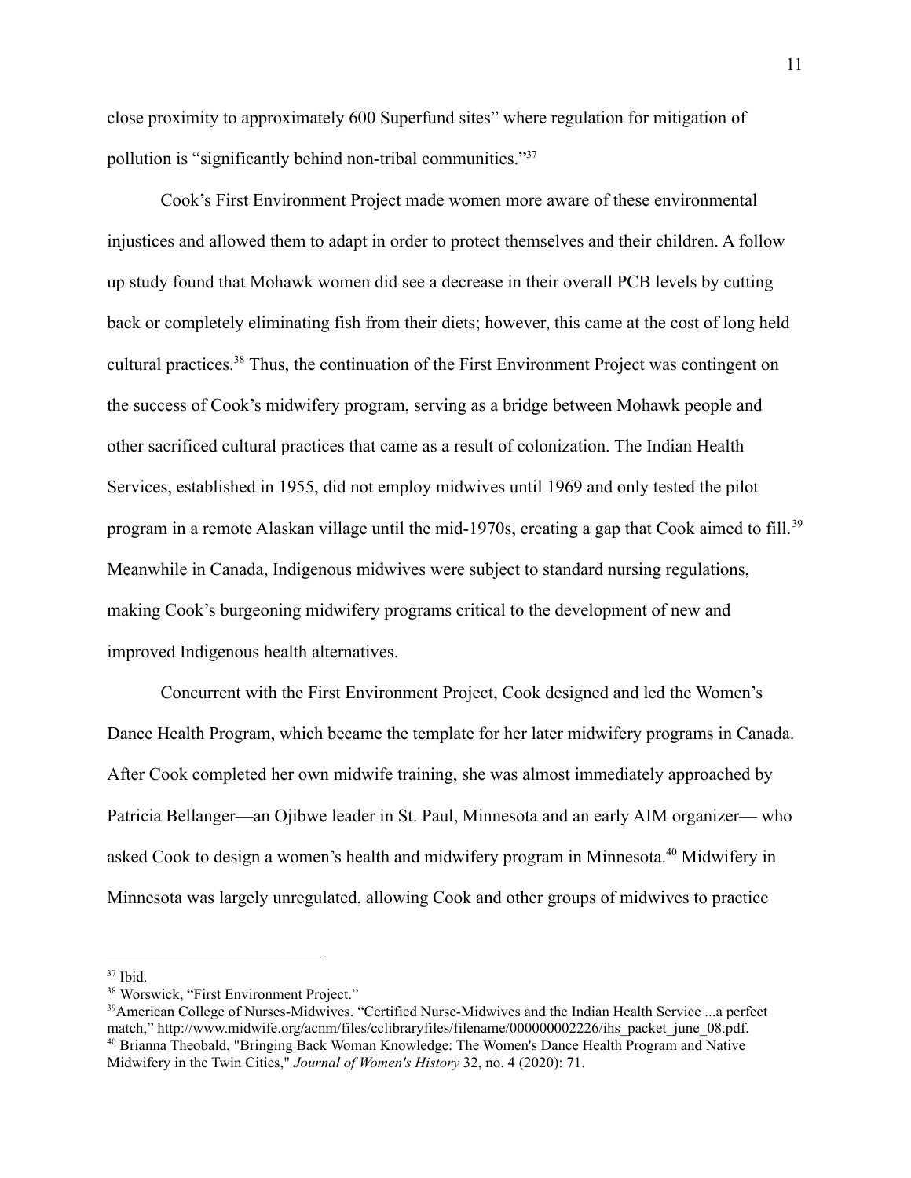close proximity to approximately 600 Superfund sites" where regulation for mitigation of pollution is "significantly behind non-tribal communities."[37]

Cook's First Environment Project made women more aware of these environmental injustices and allowed them to adapt in order to protect themselves and their children. A follow up study found that Mohawk women did see a decrease in their overall PCB levels by cutting back or completely eliminating fish from their diets; however, this came at the cost of long held cultural practices.[38] Thus, the continuation of the First Environment Project was contingent on the success of Cook's midwifery program, serving as a bridge between Mohawk people and other sacrificed cultural practices that came as a result of colonization. The Indian Health Services, established in 1955, did not employ midwives until 1969 and only tested the pilot program in a remote Alaskan village until the mid-1970s, creating a gap that Cook aimed to fill.[39] Meanwhile in Canada, Indigenous midwives were subject to standard nursing regulations, making Cook's burgeoning midwifery programs critical to the development of new and improved Indigenous health alternatives.

Concurrent with the First Environment Project, Cook designed and led the Women's Dance Health Program, which became the template for her later midwifery programs in Canada. After Cook completed her own midwife training, she was almost immediately approached by Patricia Bellanger—an Ojibwe leader in St. Paul, Minnesota and an early AIM organizer— who asked Cook to design a women's health and midwifery program in Minnesota.[40] Midwifery in Minnesota was largely unregulated, allowing Cook and other groups of midwives to practice

---

[37] Ibid.

[38] Worswick, "First Environment Project."

[39] American College of Nurses-Midwives. "Certified Nurse-Midwives and the Indian Health Service ...a perfect match," http://www.midwife.org/acnm/files/cclibraryfiles/filename/000000002226/ihs_packet_june_08.pdf.

[40] Brianna Theobald, "Bringing Back Woman Knowledge: The Women's Dance Health Program and Native Midwifery in the Twin Cities," *Journal of Women's History* 32, no. 4 (2020): 71.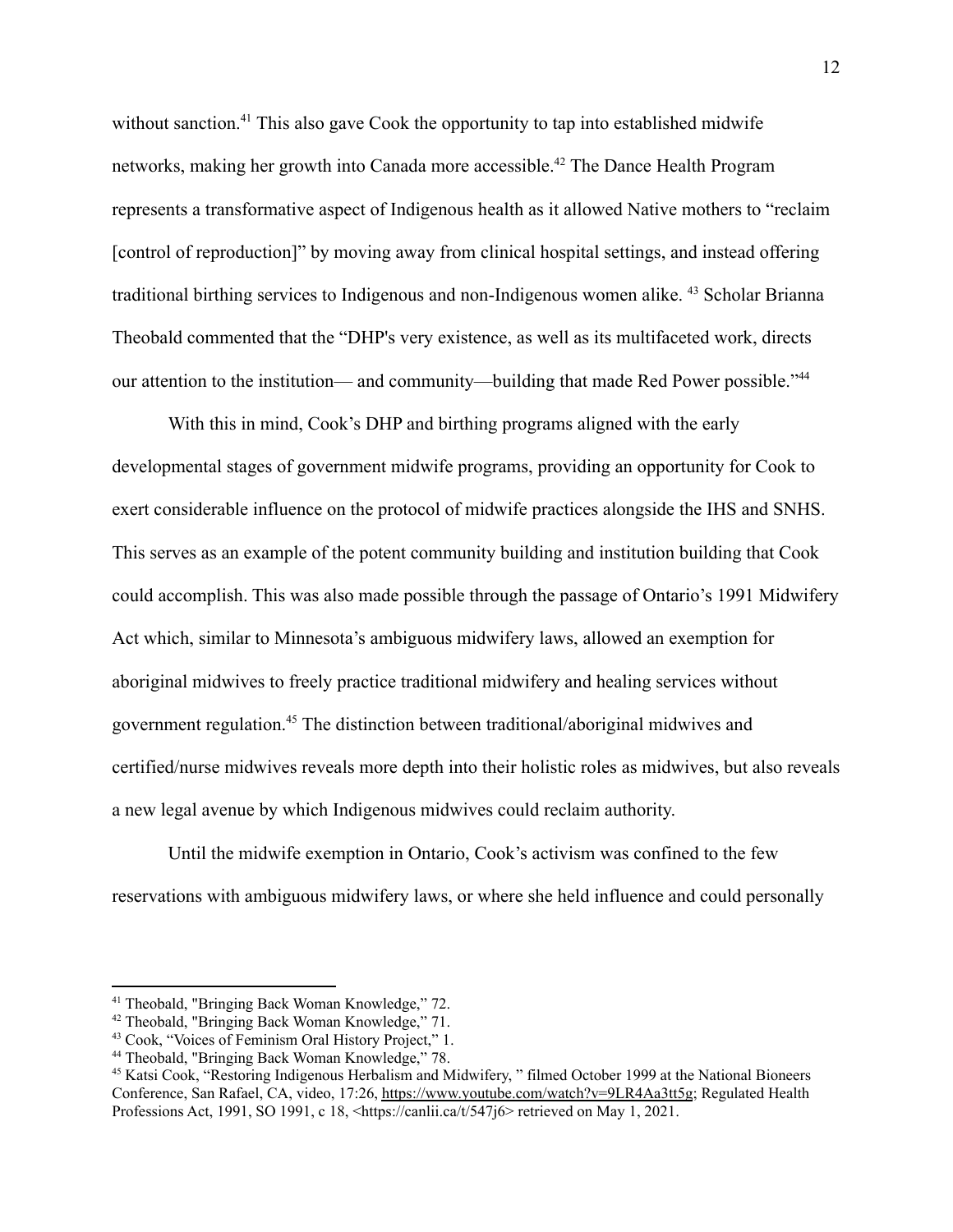without sanction.[41] This also gave Cook the opportunity to tap into established midwife networks, making her growth into Canada more accessible.[42] The Dance Health Program represents a transformative aspect of Indigenous health as it allowed Native mothers to "reclaim [control of reproduction]" by moving away from clinical hospital settings, and instead offering traditional birthing services to Indigenous and non-Indigenous women alike. [43] Scholar Brianna Theobald commented that the "DHP's very existence, as well as its multifaceted work, directs our attention to the institution— and community—building that made Red Power possible."[44]

With this in mind, Cook's DHP and birthing programs aligned with the early developmental stages of government midwife programs, providing an opportunity for Cook to exert considerable influence on the protocol of midwife practices alongside the IHS and SNHS. This serves as an example of the potent community building and institution building that Cook could accomplish. This was also made possible through the passage of Ontario's 1991 Midwifery Act which, similar to Minnesota's ambiguous midwifery laws, allowed an exemption for aboriginal midwives to freely practice traditional midwifery and healing services without government regulation.[45] The distinction between traditional/aboriginal midwives and certified/nurse midwives reveals more depth into their holistic roles as midwives, but also reveals a new legal avenue by which Indigenous midwives could reclaim authority.

Until the midwife exemption in Ontario, Cook's activism was confined to the few reservations with ambiguous midwifery laws, or where she held influence and could personally

---

[41] Theobald, "Bringing Back Woman Knowledge," 72.

[42] Theobald, "Bringing Back Woman Knowledge," 71.

[43] Cook, "Voices of Feminism Oral History Project," 1.

[44] Theobald, "Bringing Back Woman Knowledge," 78.

[45] Katsi Cook, "Restoring Indigenous Herbalism and Midwifery, " filmed October 1999 at the National Bioneers Conference, San Rafael, CA, video, 17:26, https://www.youtube.com/watch?v=9LR4Aa3tt5g; Regulated Health Professions Act, 1991, SO 1991, c 18, <https://canlii.ca/t/547j6> retrieved on May 1, 2021.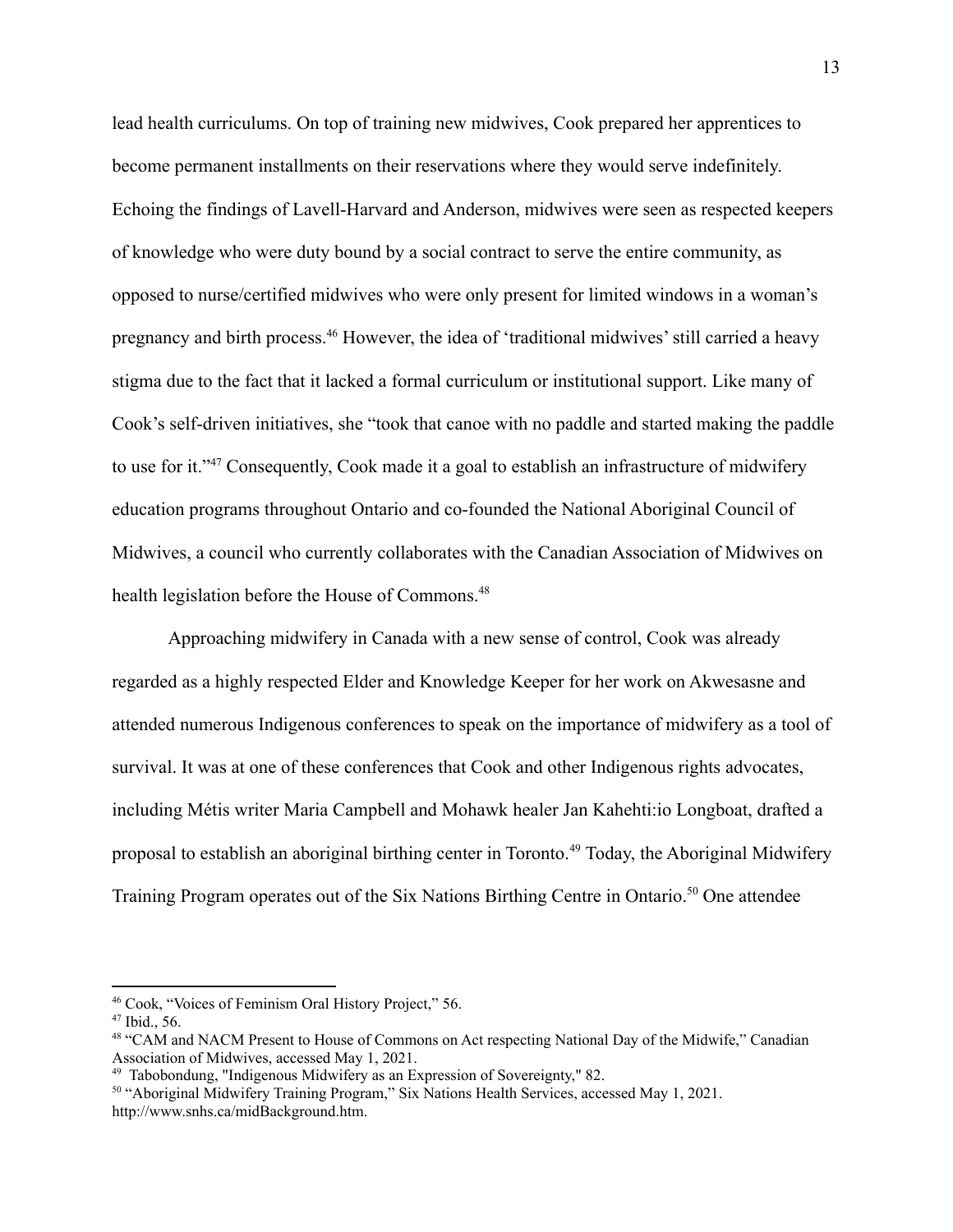lead health curriculums. On top of training new midwives, Cook prepared her apprentices to become permanent installments on their reservations where they would serve indefinitely. Echoing the findings of Lavell-Harvard and Anderson, midwives were seen as respected keepers of knowledge who were duty bound by a social contract to serve the entire community, as opposed to nurse/certified midwives who were only present for limited windows in a woman's pregnancy and birth process.[46] However, the idea of 'traditional midwives' still carried a heavy stigma due to the fact that it lacked a formal curriculum or institutional support. Like many of Cook's self-driven initiatives, she "took that canoe with no paddle and started making the paddle to use for it."[47] Consequently, Cook made it a goal to establish an infrastructure of midwifery education programs throughout Ontario and co-founded the National Aboriginal Council of Midwives, a council who currently collaborates with the Canadian Association of Midwives on health legislation before the House of Commons.[48]

Approaching midwifery in Canada with a new sense of control, Cook was already regarded as a highly respected Elder and Knowledge Keeper for her work on Akwesasne and attended numerous Indigenous conferences to speak on the importance of midwifery as a tool of survival. It was at one of these conferences that Cook and other Indigenous rights advocates, including Métis writer Maria Campbell and Mohawk healer Jan Kahehti:io Longboat, drafted a proposal to establish an aboriginal birthing center in Toronto.[49] Today, the Aboriginal Midwifery Training Program operates out of the Six Nations Birthing Centre in Ontario.[50] One attendee

---

[46] Cook, "Voices of Feminism Oral History Project," 56.

[47] Ibid., 56.

[48] "CAM and NACM Present to House of Commons on Act respecting National Day of the Midwife," Canadian Association of Midwives, accessed May 1, 2021.

[49] Tabobondung, "Indigenous Midwifery as an Expression of Sovereignty," 82.

[50] "Aboriginal Midwifery Training Program," Six Nations Health Services, accessed May 1, 2021. http://www.snhs.ca/midBackground.htm.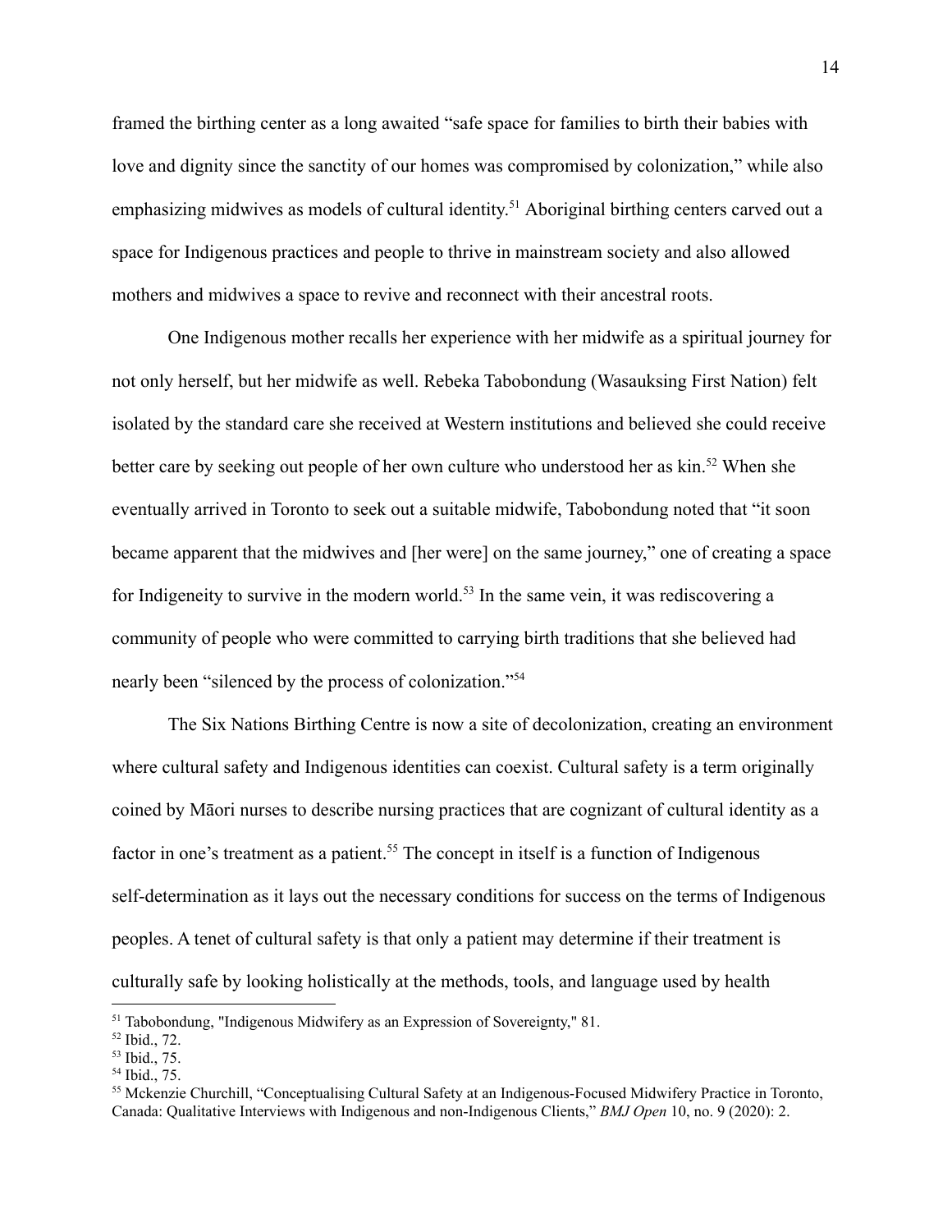framed the birthing center as a long awaited "safe space for families to birth their babies with love and dignity since the sanctity of our homes was compromised by colonization," while also emphasizing midwives as models of cultural identity.[51] Aboriginal birthing centers carved out a space for Indigenous practices and people to thrive in mainstream society and also allowed mothers and midwives a space to revive and reconnect with their ancestral roots.

One Indigenous mother recalls her experience with her midwife as a spiritual journey for not only herself, but her midwife as well. Rebeka Tabobondung (Wasauksing First Nation) felt isolated by the standard care she received at Western institutions and believed she could receive better care by seeking out people of her own culture who understood her as kin.[52] When she eventually arrived in Toronto to seek out a suitable midwife, Tabobondung noted that "it soon became apparent that the midwives and [her were] on the same journey," one of creating a space for Indigeneity to survive in the modern world.[53] In the same vein, it was rediscovering a community of people who were committed to carrying birth traditions that she believed had nearly been "silenced by the process of colonization."[54]

The Six Nations Birthing Centre is now a site of decolonization, creating an environment where cultural safety and Indigenous identities can coexist. Cultural safety is a term originally coined by Māori nurses to describe nursing practices that are cognizant of cultural identity as a factor in one's treatment as a patient.[55] The concept in itself is a function of Indigenous self-determination as it lays out the necessary conditions for success on the terms of Indigenous peoples. A tenet of cultural safety is that only a patient may determine if their treatment is culturally safe by looking holistically at the methods, tools, and language used by health

---

[51] Tabobondung, "Indigenous Midwifery as an Expression of Sovereignty," 81.

[52] Ibid., 72.

[53] Ibid., 75.

[54] Ibid., 75.

[55] Mckenzie Churchill, "Conceptualising Cultural Safety at an Indigenous-Focused Midwifery Practice in Toronto, Canada: Qualitative Interviews with Indigenous and non-Indigenous Clients," *BMJ Open* 10, no. 9 (2020): 2.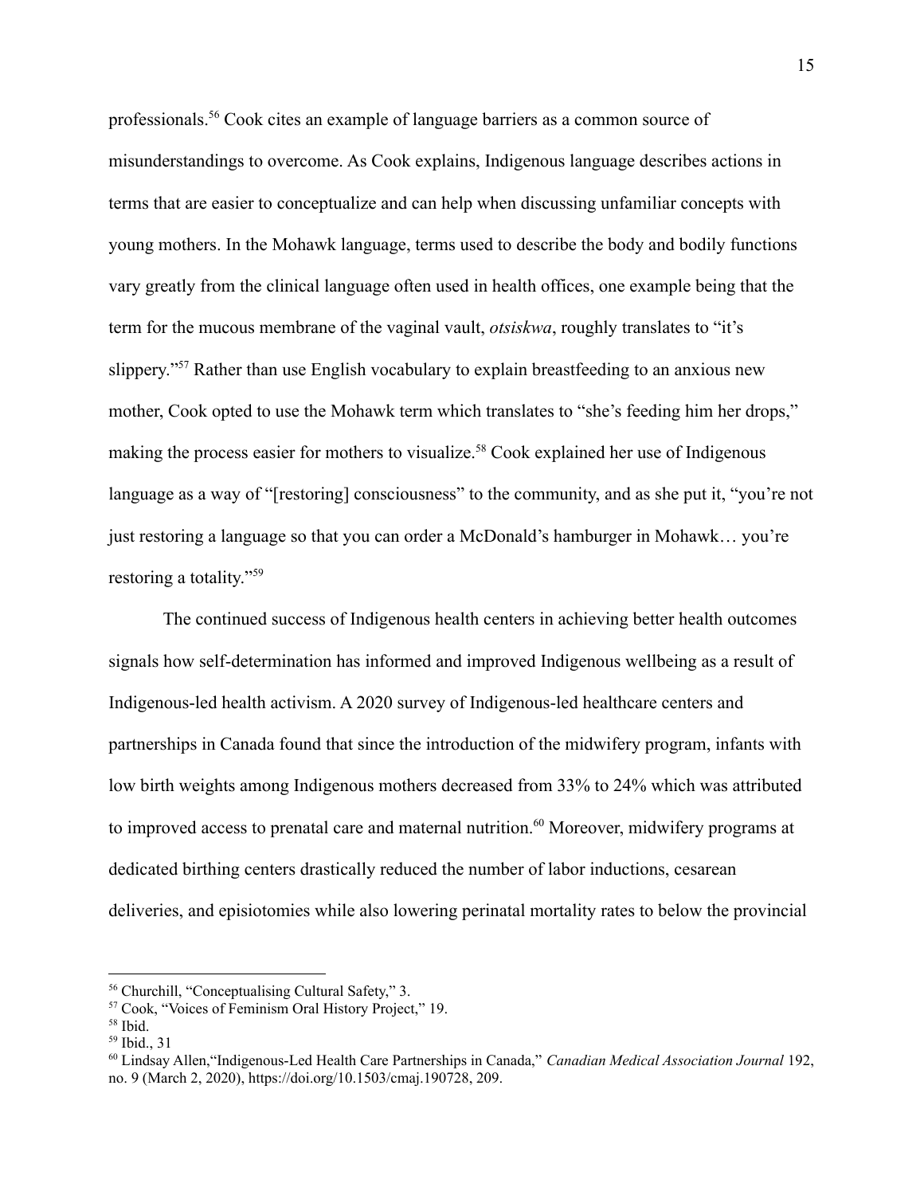professionals.[56] Cook cites an example of language barriers as a common source of misunderstandings to overcome. As Cook explains, Indigenous language describes actions in terms that are easier to conceptualize and can help when discussing unfamiliar concepts with young mothers. In the Mohawk language, terms used to describe the body and bodily functions vary greatly from the clinical language often used in health offices, one example being that the term for the mucous membrane of the vaginal vault, *otsiskwa*, roughly translates to "it's slippery."[57] Rather than use English vocabulary to explain breastfeeding to an anxious new mother, Cook opted to use the Mohawk term which translates to "she's feeding him her drops," making the process easier for mothers to visualize.[58] Cook explained her use of Indigenous language as a way of "[restoring] consciousness" to the community, and as she put it, "you're not just restoring a language so that you can order a McDonald's hamburger in Mohawk… you're restoring a totality."[59]

The continued success of Indigenous health centers in achieving better health outcomes signals how self-determination has informed and improved Indigenous wellbeing as a result of Indigenous-led health activism. A 2020 survey of Indigenous-led healthcare centers and partnerships in Canada found that since the introduction of the midwifery program, infants with low birth weights among Indigenous mothers decreased from 33% to 24% which was attributed to improved access to prenatal care and maternal nutrition.[60] Moreover, midwifery programs at dedicated birthing centers drastically reduced the number of labor inductions, cesarean deliveries, and episiotomies while also lowering perinatal mortality rates to below the provincial

---

[56] Churchill, "Conceptualising Cultural Safety," 3.

[57] Cook, "Voices of Feminism Oral History Project," 19.

[58] Ibid.

[59] Ibid., 31

[60] Lindsay Allen,"Indigenous-Led Health Care Partnerships in Canada," *Canadian Medical Association Journal* 192, no. 9 (March 2, 2020), https://doi.org/10.1503/cmaj.190728, 209.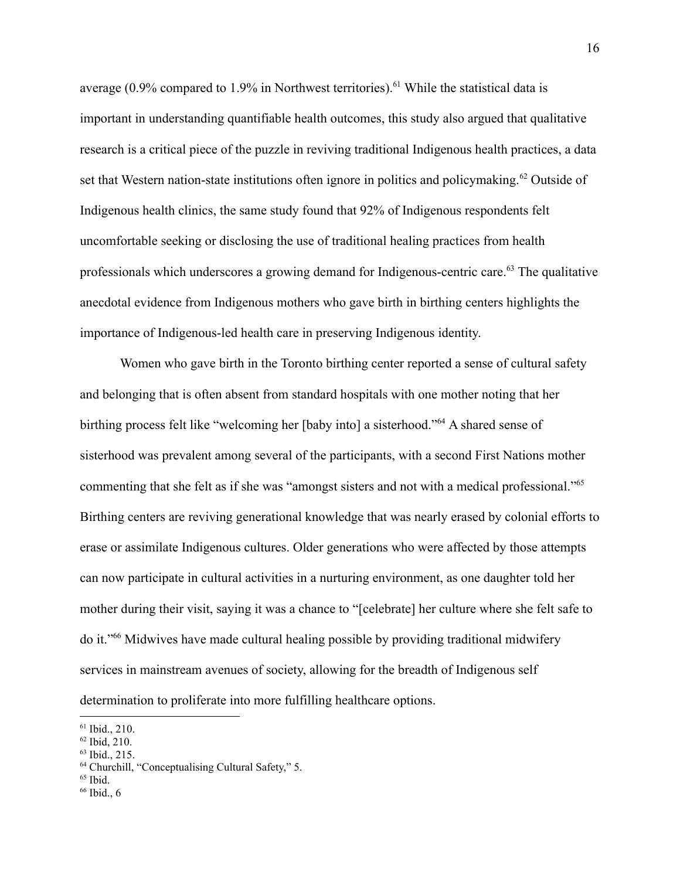average (0.9% compared to 1.9% in Northwest territories).[61] While the statistical data is important in understanding quantifiable health outcomes, this study also argued that qualitative research is a critical piece of the puzzle in reviving traditional Indigenous health practices, a data set that Western nation-state institutions often ignore in politics and policymaking.[62] Outside of Indigenous health clinics, the same study found that 92% of Indigenous respondents felt uncomfortable seeking or disclosing the use of traditional healing practices from health professionals which underscores a growing demand for Indigenous-centric care.[63] The qualitative anecdotal evidence from Indigenous mothers who gave birth in birthing centers highlights the importance of Indigenous-led health care in preserving Indigenous identity.

Women who gave birth in the Toronto birthing center reported a sense of cultural safety and belonging that is often absent from standard hospitals with one mother noting that her birthing process felt like "welcoming her [baby into] a sisterhood."[64] A shared sense of sisterhood was prevalent among several of the participants, with a second First Nations mother commenting that she felt as if she was "amongst sisters and not with a medical professional."[65] Birthing centers are reviving generational knowledge that was nearly erased by colonial efforts to erase or assimilate Indigenous cultures. Older generations who were affected by those attempts can now participate in cultural activities in a nurturing environment, as one daughter told her mother during their visit, saying it was a chance to "[celebrate] her culture where she felt safe to do it."[66] Midwives have made cultural healing possible by providing traditional midwifery services in mainstream avenues of society, allowing for the breadth of Indigenous self determination to proliferate into more fulfilling healthcare options.

---

[61] Ibid., 210.

[62] Ibid, 210.

[63] Ibid., 215.

[64] Churchill, "Conceptualising Cultural Safety," 5.

[65] Ibid.

[66] Ibid., 6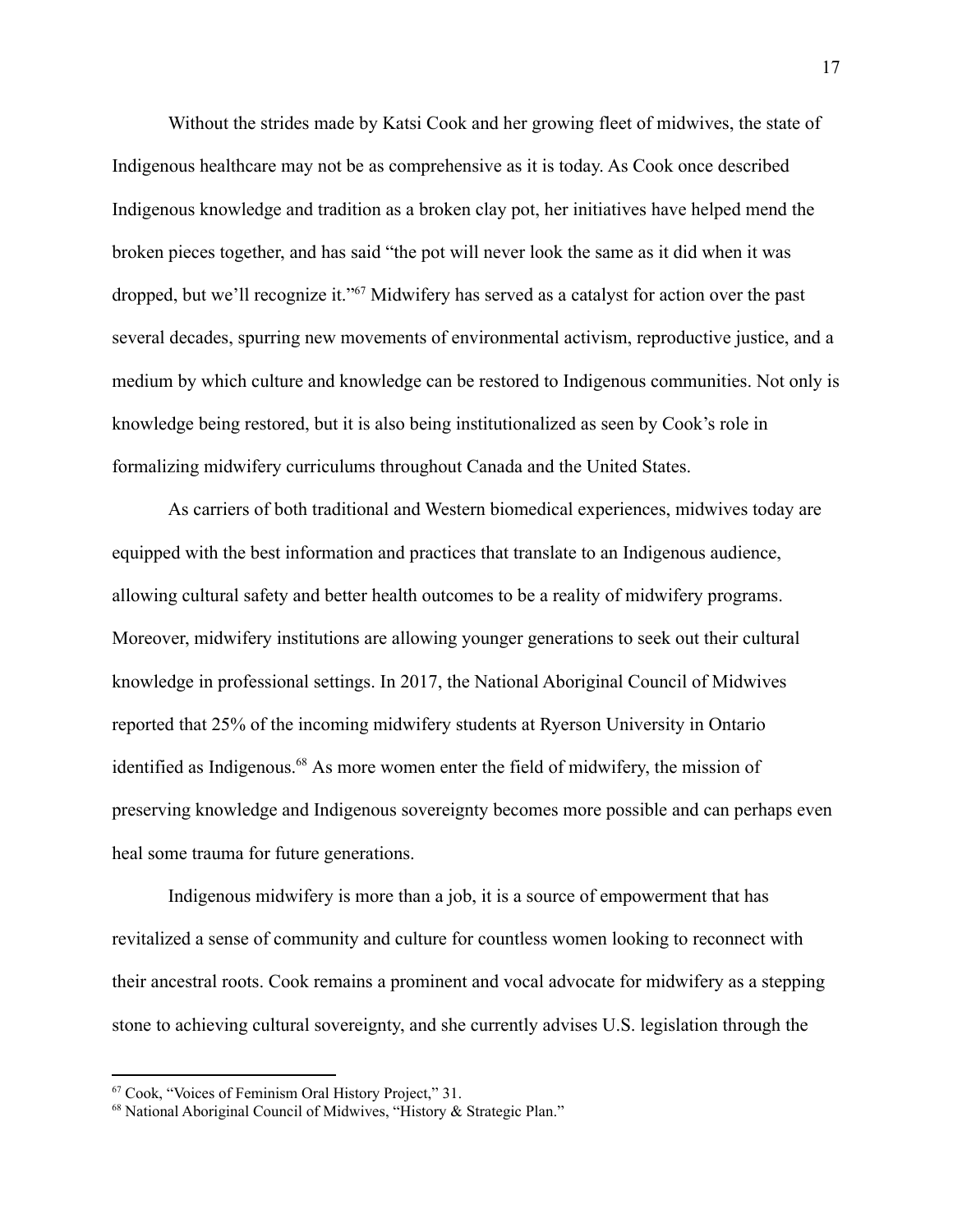Without the strides made by Katsi Cook and her growing fleet of midwives, the state of Indigenous healthcare may not be as comprehensive as it is today. As Cook once described Indigenous knowledge and tradition as a broken clay pot, her initiatives have helped mend the broken pieces together, and has said "the pot will never look the same as it did when it was dropped, but we'll recognize it."[67] Midwifery has served as a catalyst for action over the past several decades, spurring new movements of environmental activism, reproductive justice, and a medium by which culture and knowledge can be restored to Indigenous communities. Not only is knowledge being restored, but it is also being institutionalized as seen by Cook's role in formalizing midwifery curriculums throughout Canada and the United States.

As carriers of both traditional and Western biomedical experiences, midwives today are equipped with the best information and practices that translate to an Indigenous audience, allowing cultural safety and better health outcomes to be a reality of midwifery programs. Moreover, midwifery institutions are allowing younger generations to seek out their cultural knowledge in professional settings. In 2017, the National Aboriginal Council of Midwives reported that 25% of the incoming midwifery students at Ryerson University in Ontario identified as Indigenous.[68] As more women enter the field of midwifery, the mission of preserving knowledge and Indigenous sovereignty becomes more possible and can perhaps even heal some trauma for future generations.

Indigenous midwifery is more than a job, it is a source of empowerment that has revitalized a sense of community and culture for countless women looking to reconnect with their ancestral roots. Cook remains a prominent and vocal advocate for midwifery as a stepping stone to achieving cultural sovereignty, and she currently advises U.S. legislation through the

---

[67] Cook, "Voices of Feminism Oral History Project," 31.

[68] National Aboriginal Council of Midwives, "History & Strategic Plan."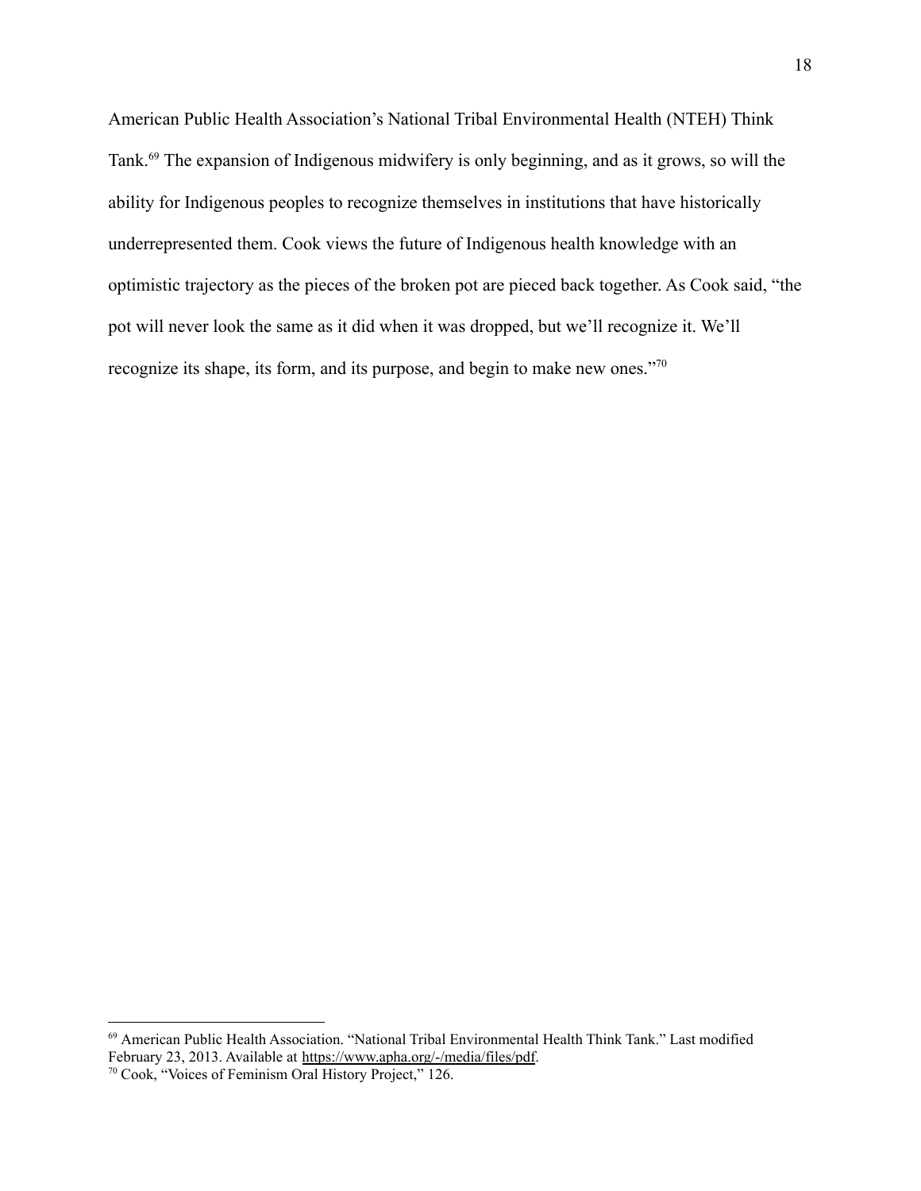American Public Health Association's National Tribal Environmental Health (NTEH) Think Tank.[69] The expansion of Indigenous midwifery is only beginning, and as it grows, so will the ability for Indigenous peoples to recognize themselves in institutions that have historically underrepresented them. Cook views the future of Indigenous health knowledge with an optimistic trajectory as the pieces of the broken pot are pieced back together. As Cook said, "the pot will never look the same as it did when it was dropped, but we'll recognize it. We'll recognize its shape, its form, and its purpose, and begin to make new ones."[70]

---

[69] American Public Health Association. "National Tribal Environmental Health Think Tank." Last modified February 23, 2013. Available at https://www.apha.org/-/media/files/pdf.

[70] Cook, "Voices of Feminism Oral History Project," 126.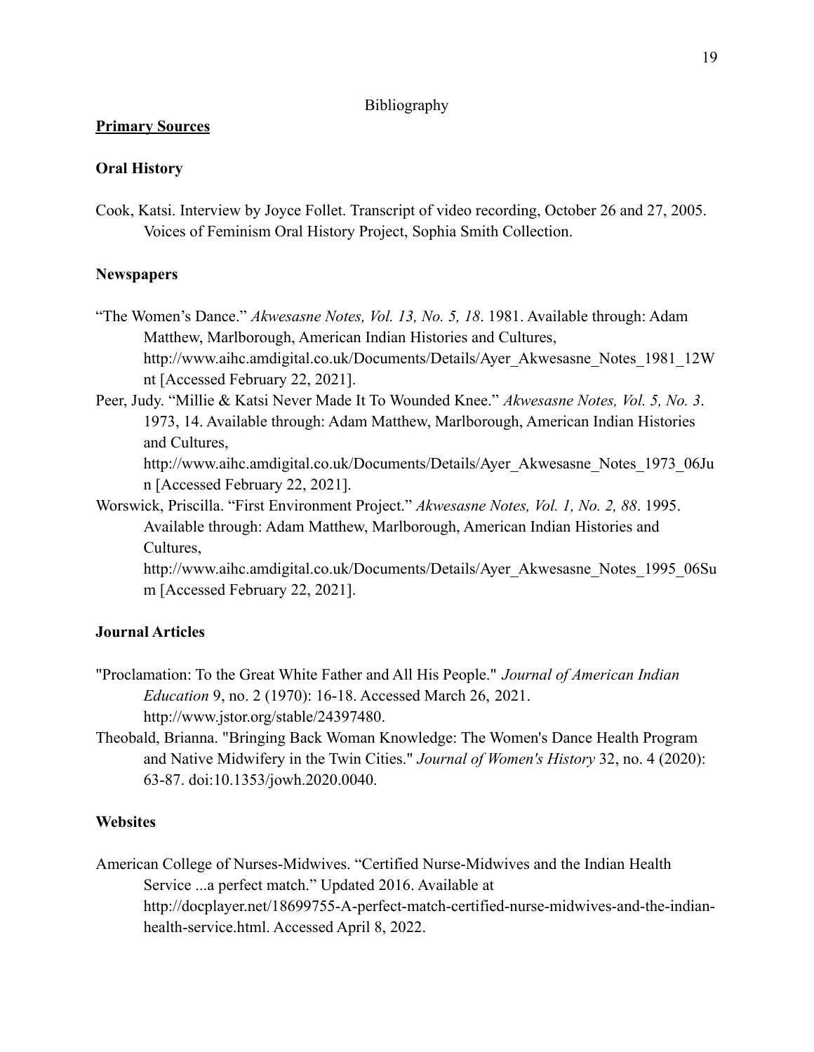# Bibliography

## **Primary Sources**

### Oral History

Cook, Katsi. Interview by Joyce Follet. Transcript of video recording, October 26 and 27, 2005. Voices of Feminism Oral History Project, Sophia Smith Collection.

### Newspapers

"The Women's Dance." *Akwesasne Notes, Vol. 13, No. 5, 18*. 1981. Available through: Adam Matthew, Marlborough, American Indian Histories and Cultures, http://www.aihc.amdigital.co.uk/Documents/Details/Ayer_Akwesasne_Notes_1981_12Wnt [Accessed February 22, 2021].

Peer, Judy. "Millie & Katsi Never Made It To Wounded Knee." *Akwesasne Notes, Vol. 5, No. 3*. 1973, 14. Available through: Adam Matthew, Marlborough, American Indian Histories and Cultures, http://www.aihc.amdigital.co.uk/Documents/Details/Ayer_Akwesasne_Notes_1973_06Jun [Accessed February 22, 2021].

Worswick, Priscilla. "First Environment Project." *Akwesasne Notes, Vol. 1, No. 2, 88*. 1995. Available through: Adam Matthew, Marlborough, American Indian Histories and Cultures, http://www.aihc.amdigital.co.uk/Documents/Details/Ayer_Akwesasne_Notes_1995_06Sum [Accessed February 22, 2021].

### Journal Articles

"Proclamation: To the Great White Father and All His People." *Journal of American Indian Education* 9, no. 2 (1970): 16-18. Accessed March 26, 2021. http://www.jstor.org/stable/24397480.

Theobald, Brianna. "Bringing Back Woman Knowledge: The Women's Dance Health Program and Native Midwifery in the Twin Cities." *Journal of Women's History* 32, no. 4 (2020): 63-87. doi:10.1353/jowh.2020.0040.

### Websites

American College of Nurses-Midwives. "Certified Nurse-Midwives and the Indian Health Service ...a perfect match." Updated 2016. Available at http://docplayer.net/18699755-A-perfect-match-certified-nurse-midwives-and-the-indian-health-service.html. Accessed April 8, 2022.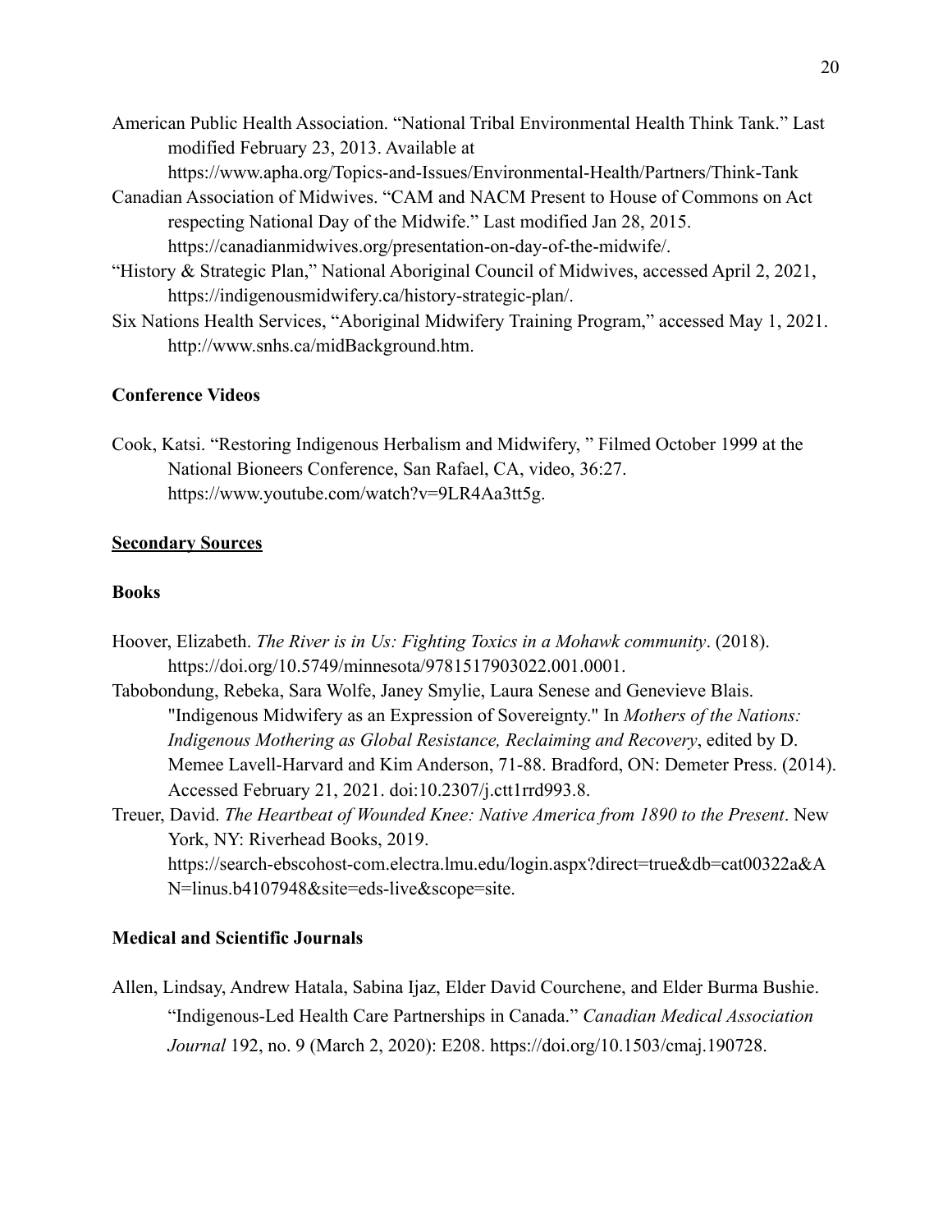American Public Health Association. "National Tribal Environmental Health Think Tank." Last modified February 23, 2013. Available at https://www.apha.org/Topics-and-Issues/Environmental-Health/Partners/Think-Tank

Canadian Association of Midwives. "CAM and NACM Present to House of Commons on Act respecting National Day of the Midwife." Last modified Jan 28, 2015. https://canadianmidwives.org/presentation-on-day-of-the-midwife/.

"History & Strategic Plan," National Aboriginal Council of Midwives, accessed April 2, 2021, https://indigenousmidwifery.ca/history-strategic-plan/.

Six Nations Health Services, "Aboriginal Midwifery Training Program," accessed May 1, 2021. http://www.snhs.ca/midBackground.htm.

**Conference Videos**

Cook, Katsi. "Restoring Indigenous Herbalism and Midwifery, " Filmed October 1999 at the National Bioneers Conference, San Rafael, CA, video, 36:27. https://www.youtube.com/watch?v=9LR4Aa3tt5g.

## Secondary Sources

**Books**

Hoover, Elizabeth. *The River is in Us: Fighting Toxics in a Mohawk community*. (2018). https://doi.org/10.5749/minnesota/9781517903022.001.0001.

Tabobondung, Rebeka, Sara Wolfe, Janey Smylie, Laura Senese and Genevieve Blais. "Indigenous Midwifery as an Expression of Sovereignty." In *Mothers of the Nations: Indigenous Mothering as Global Resistance, Reclaiming and Recovery*, edited by D. Memee Lavell-Harvard and Kim Anderson, 71-88. Bradford, ON: Demeter Press. (2014). Accessed February 21, 2021. doi:10.2307/j.ctt1rrd993.8.

Treuer, David. *The Heartbeat of Wounded Knee: Native America from 1890 to the Present*. New York, NY: Riverhead Books, 2019. https://search-ebscohost-com.electra.lmu.edu/login.aspx?direct=true&db=cat00322a&AN=linus.b4107948&site=eds-live&scope=site.

**Medical and Scientific Journals**

Allen, Lindsay, Andrew Hatala, Sabina Ijaz, Elder David Courchene, and Elder Burma Bushie. "Indigenous-Led Health Care Partnerships in Canada." *Canadian Medical Association Journal* 192, no. 9 (March 2, 2020): E208. https://doi.org/10.1503/cmaj.190728.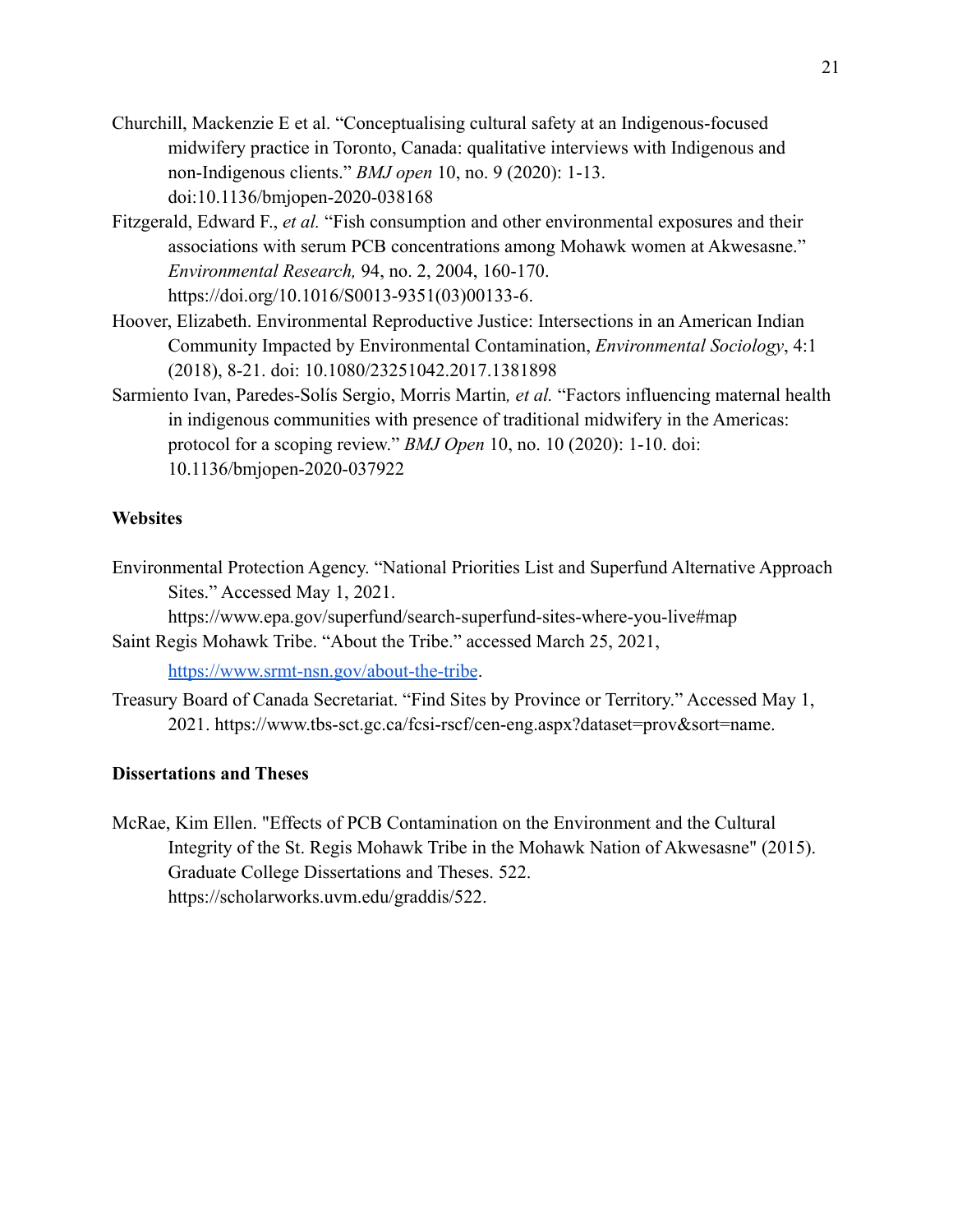Churchill, Mackenzie E et al. "Conceptualising cultural safety at an Indigenous-focused midwifery practice in Toronto, Canada: qualitative interviews with Indigenous and non-Indigenous clients." *BMJ open* 10, no. 9 (2020): 1-13. doi:10.1136/bmjopen-2020-038168

Fitzgerald, Edward F., *et al.* "Fish consumption and other environmental exposures and their associations with serum PCB concentrations among Mohawk women at Akwesasne." *Environmental Research,* 94, no. 2, 2004, 160-170. https://doi.org/10.1016/S0013-9351(03)00133-6.

Hoover, Elizabeth. Environmental Reproductive Justice: Intersections in an American Indian Community Impacted by Environmental Contamination, *Environmental Sociology*, 4:1 (2018), 8-21. doi: 10.1080/23251042.2017.1381898

Sarmiento Ivan, Paredes-Solís Sergio, Morris Martin*, et al.* "Factors influencing maternal health in indigenous communities with presence of traditional midwifery in the Americas: protocol for a scoping review." *BMJ Open* 10, no. 10 (2020): 1-10. doi: 10.1136/bmjopen-2020-037922

**Websites**

Environmental Protection Agency. "National Priorities List and Superfund Alternative Approach Sites." Accessed May 1, 2021. https://www.epa.gov/superfund/search-superfund-sites-where-you-live#map

Saint Regis Mohawk Tribe. "About the Tribe." accessed March 25, 2021, https://www.srmt-nsn.gov/about-the-tribe.

Treasury Board of Canada Secretariat. "Find Sites by Province or Territory." Accessed May 1, 2021. https://www.tbs-sct.gc.ca/fcsi-rscf/cen-eng.aspx?dataset=prov&sort=name.

**Dissertations and Theses**

McRae, Kim Ellen. "Effects of PCB Contamination on the Environment and the Cultural Integrity of the St. Regis Mohawk Tribe in the Mohawk Nation of Akwesasne" (2015). Graduate College Dissertations and Theses. 522. https://scholarworks.uvm.edu/graddis/522.